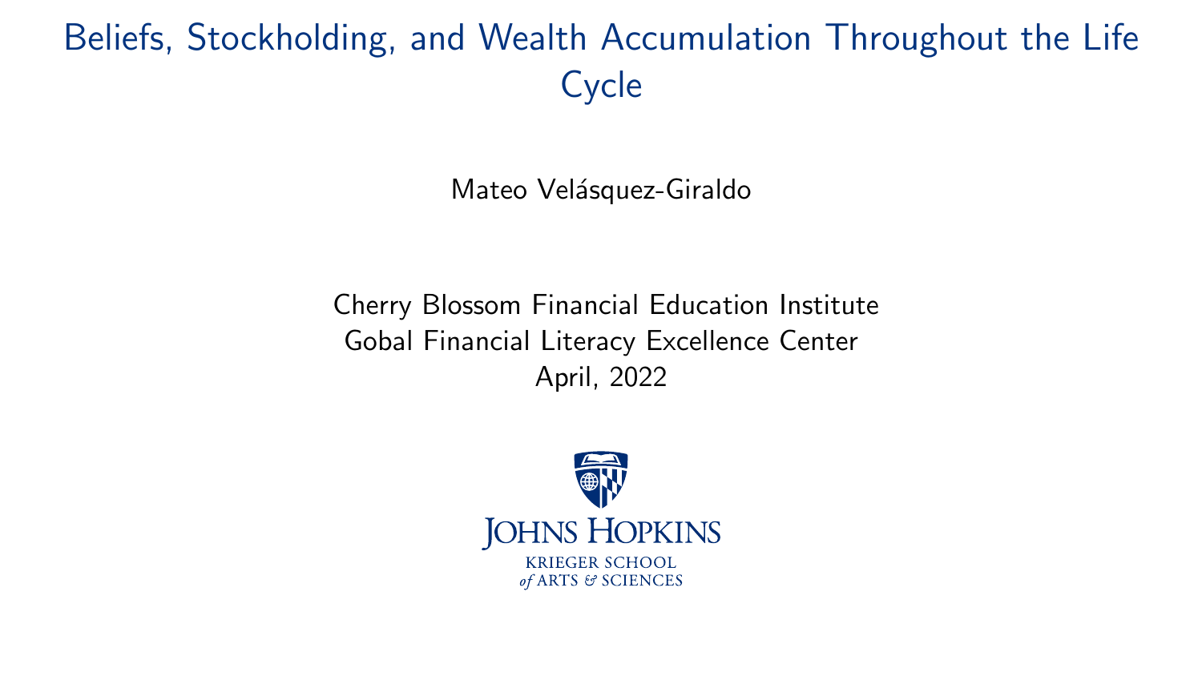# Beliefs, Stockholding, and Wealth Accumulation Throughout the Life Cycle

Mateo Velásquez-Giraldo

Cherry Blossom Financial Education Institute
Gobal Financial Literacy Excellence Center
April, 2022

JOHNS HOPKINS
KRIEGER SCHOOL
*of* ARTS & SCIENCES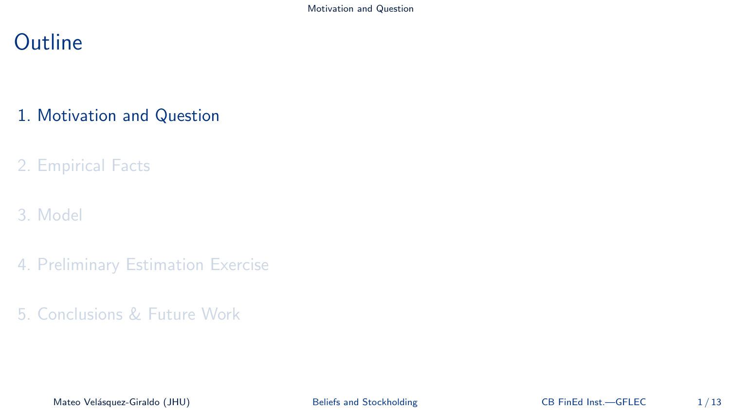# Outline

1. Motivation and Question
2. Empirical Facts
3. Model
4. Preliminary Estimation Exercise
5. Conclusions & Future Work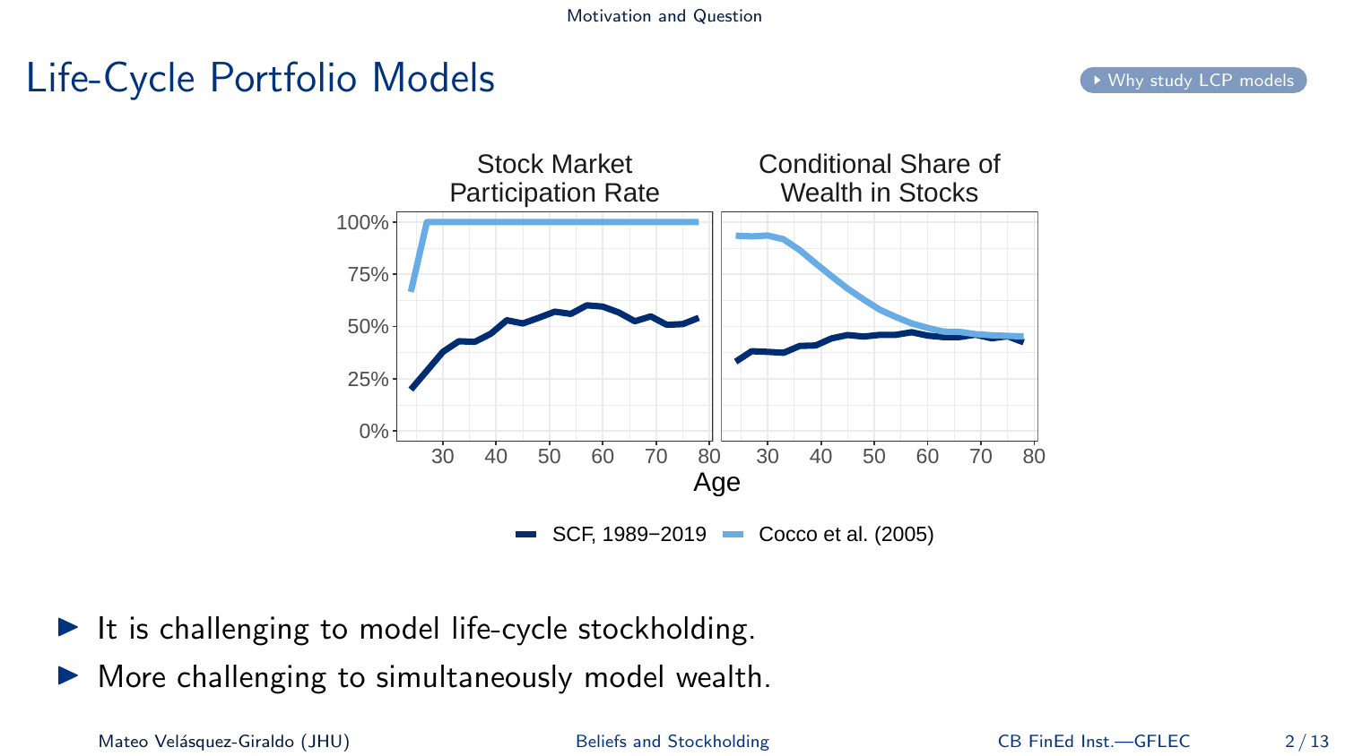# Life-Cycle Portfolio Models

Why study LCP models

- It is challenging to model life-cycle stockholding.
- More challenging to simultaneously model wealth.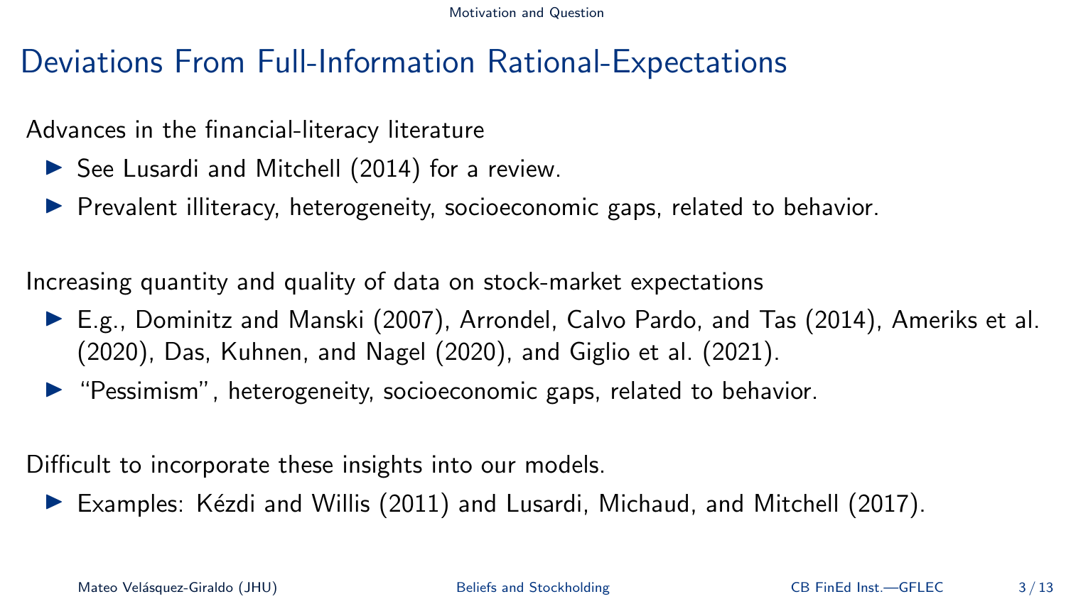# Deviations From Full-Information Rational-Expectations

Advances in the financial-literacy literature

- See Lusardi and Mitchell (2014) for a review.
- Prevalent illiteracy, heterogeneity, socioeconomic gaps, related to behavior.

Increasing quantity and quality of data on stock-market expectations

- E.g., Dominitz and Manski (2007), Arrondel, Calvo Pardo, and Tas (2014), Ameriks et al. (2020), Das, Kuhnen, and Nagel (2020), and Giglio et al. (2021).
- "Pessimism", heterogeneity, socioeconomic gaps, related to behavior.

Difficult to incorporate these insights into our models.

- Examples: Kézdi and Willis (2011) and Lusardi, Michaud, and Mitchell (2017).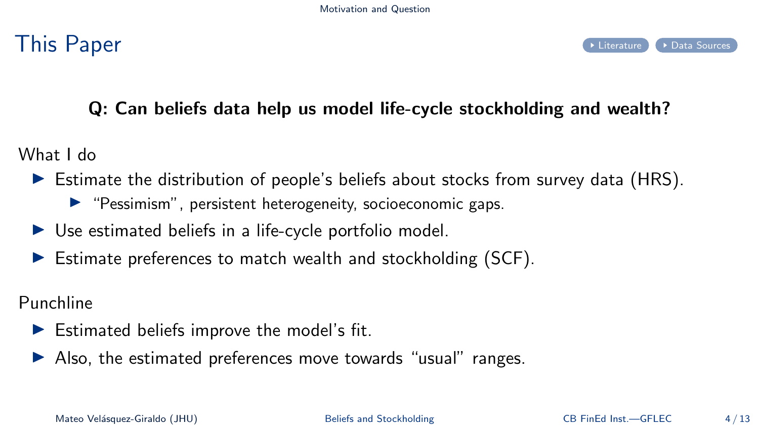# This Paper

▸ Literature ▸ Data Sources

**Q: Can beliefs data help us model life-cycle stockholding and wealth?**

What I do

- Estimate the distribution of people's beliefs about stocks from survey data (HRS).
  - "Pessimism", persistent heterogeneity, socioeconomic gaps.
- Use estimated beliefs in a life-cycle portfolio model.
- Estimate preferences to match wealth and stockholding (SCF).

Punchline

- Estimated beliefs improve the model's fit.
- Also, the estimated preferences move towards "usual" ranges.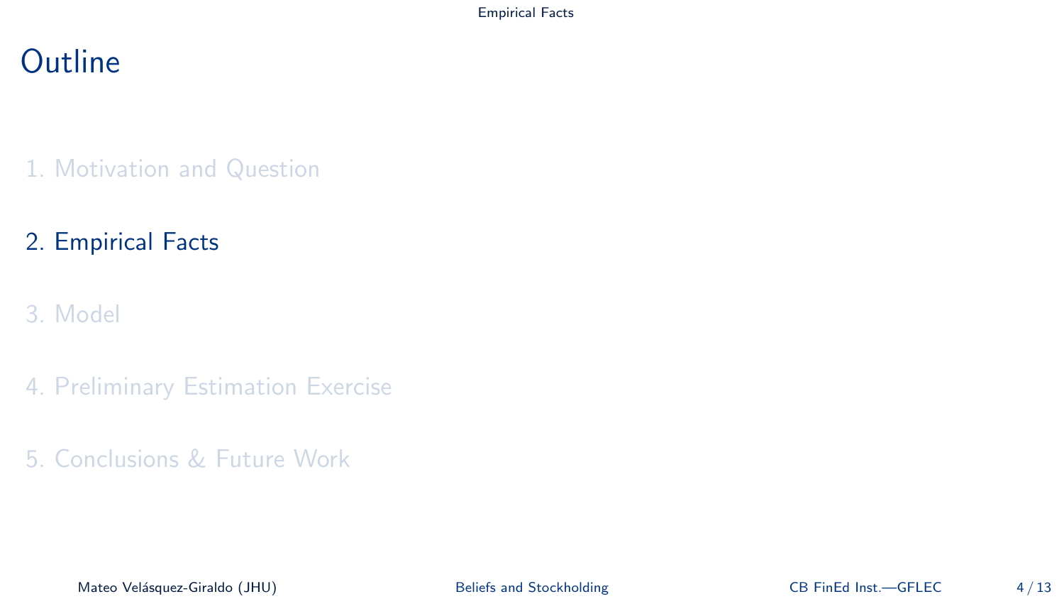# Outline

1. Motivation and Question

2. Empirical Facts

3. Model

4. Preliminary Estimation Exercise

5. Conclusions & Future Work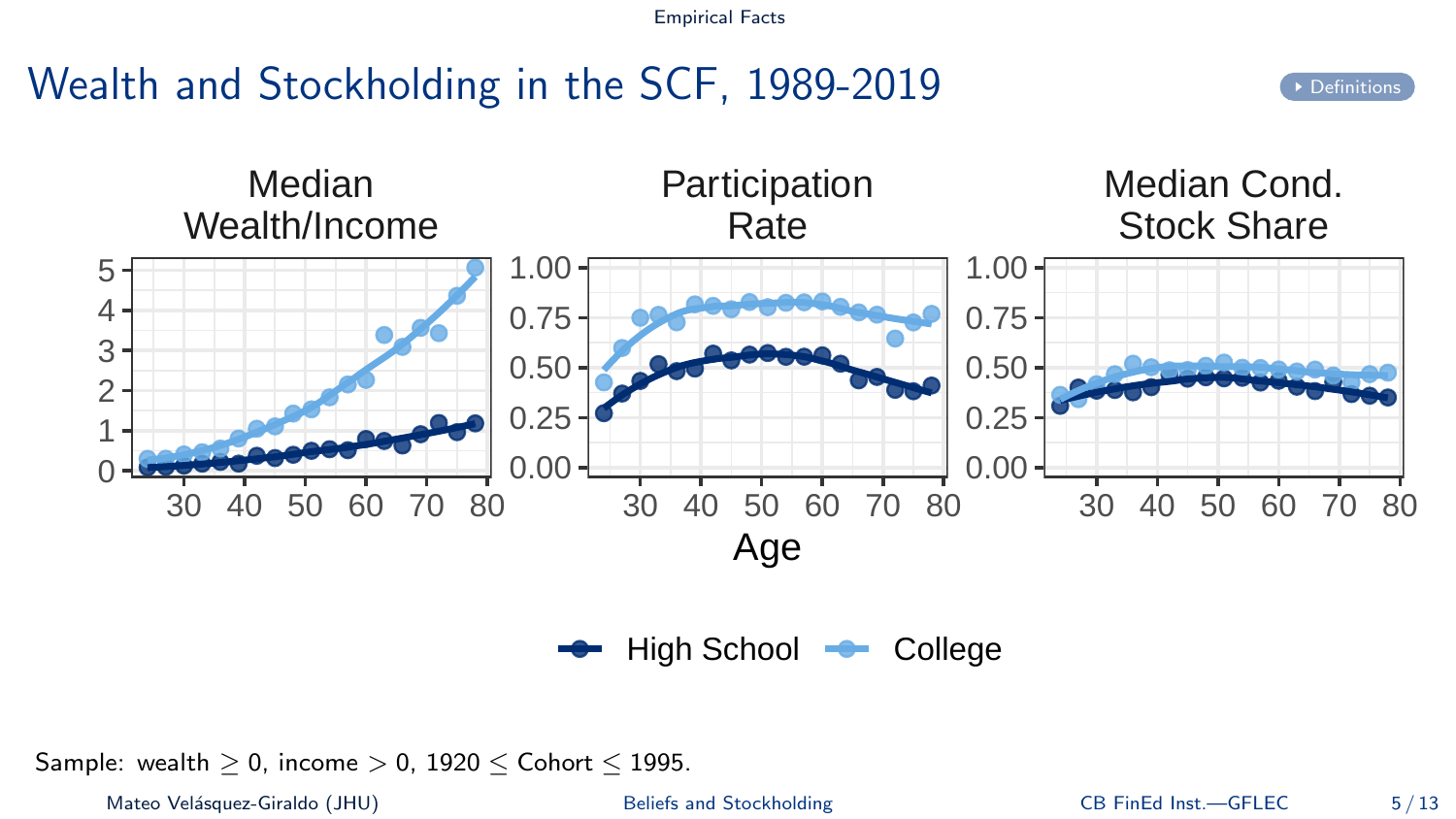# Wealth and Stockholding in the SCF, 1989-2019

Definitions

Median Wealth/Income

Participation Rate

Median Cond. Stock Share

Age

High School College

Sample: wealth $\geq 0$, income $> 0$, $1920 \leq$ Cohort $\leq 1995$.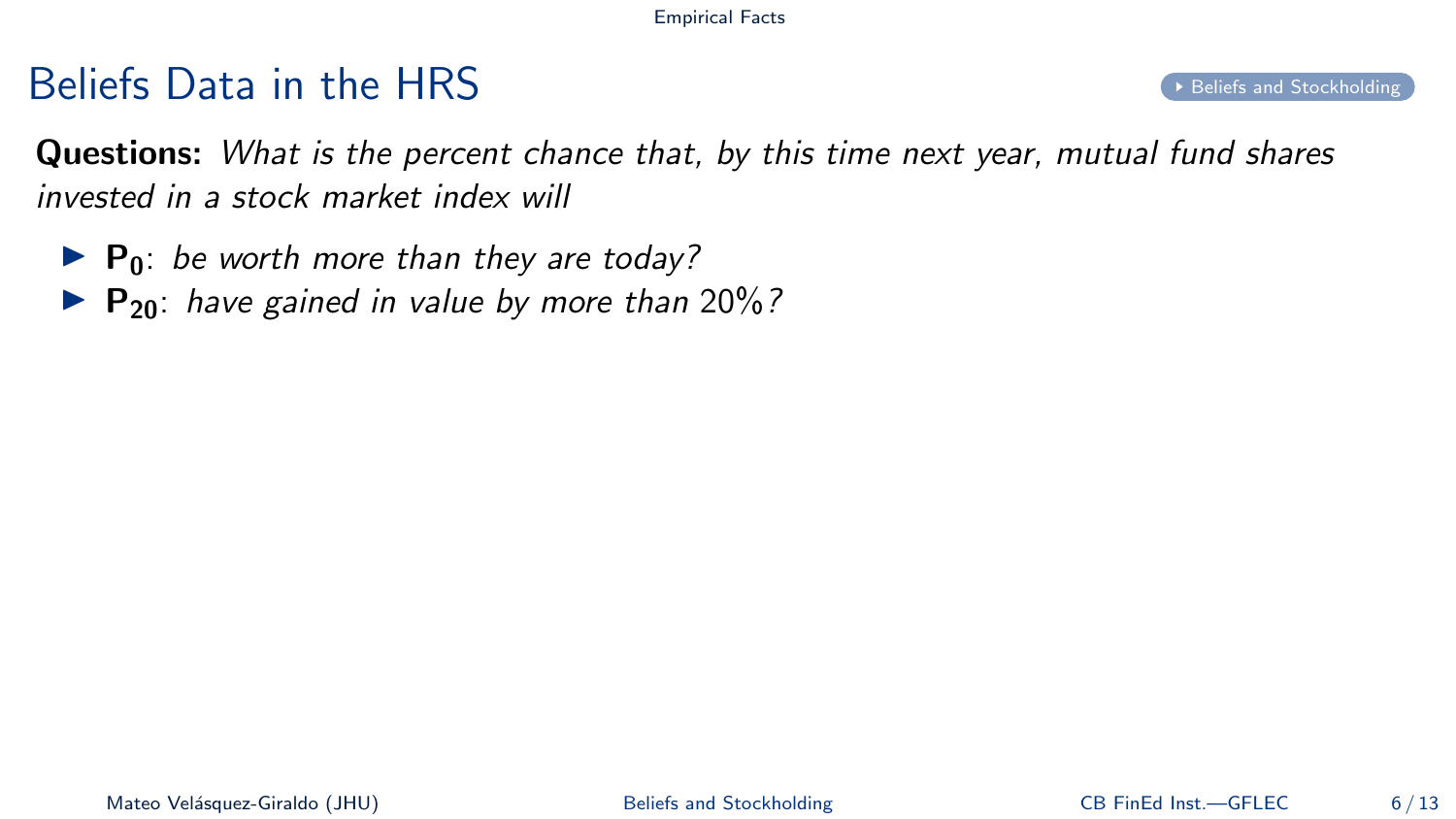# Beliefs Data in the HRS

Beliefs and Stockholding

**Questions:** *What is the percent chance that, by this time next year, mutual fund shares invested in a stock market index will*

- $\mathbf{P_0}$: *be worth more than they are today?*
- $\mathbf{P_{20}}$: *have gained in value by more than 20%?*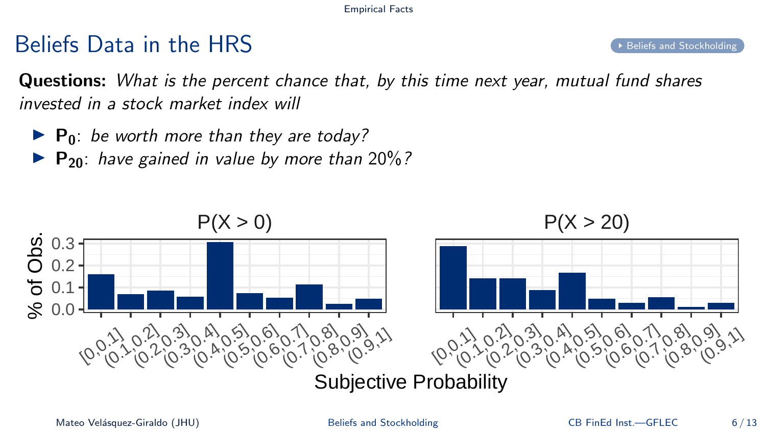# Beliefs Data in the HRS

▸ Beliefs and Stockholding

**Questions:** *What is the percent chance that, by this time next year, mutual fund shares invested in a stock market index will*

- $\mathbf{P_0}$: *be worth more than they are today?*
- $\mathbf{P_{20}}$: *have gained in value by more than 20%?*

P(X > 0)

P(X > 20)

% of Obs.

Subjective Probability

[0,0.1] (0.1,0.2] (0.2,0.3] (0.3,0.4] (0.4,0.5] (0.5,0.6] (0.6,0.7] (0.7,0.8] (0.8,0.9] (0.9,1]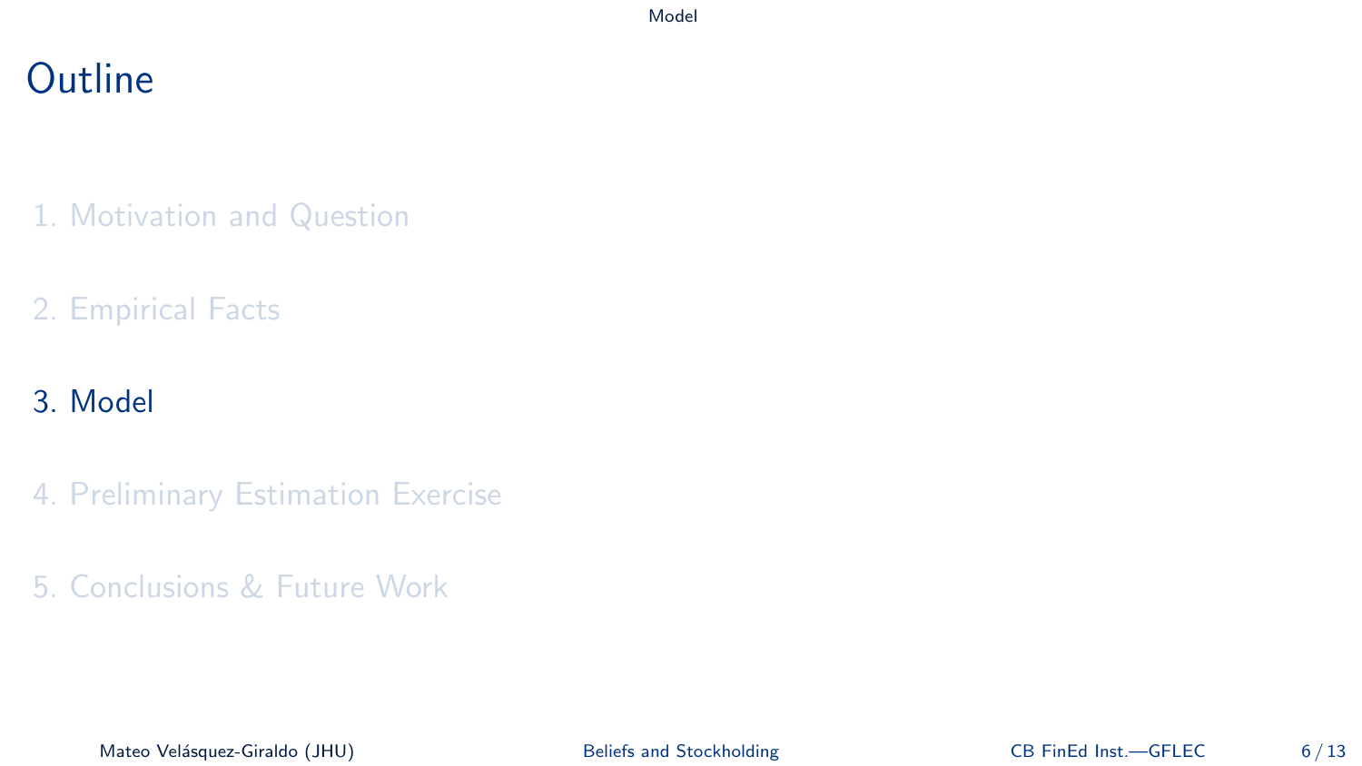# Outline

1. Motivation and Question

2. Empirical Facts

3. Model

4. Preliminary Estimation Exercise

5. Conclusions & Future Work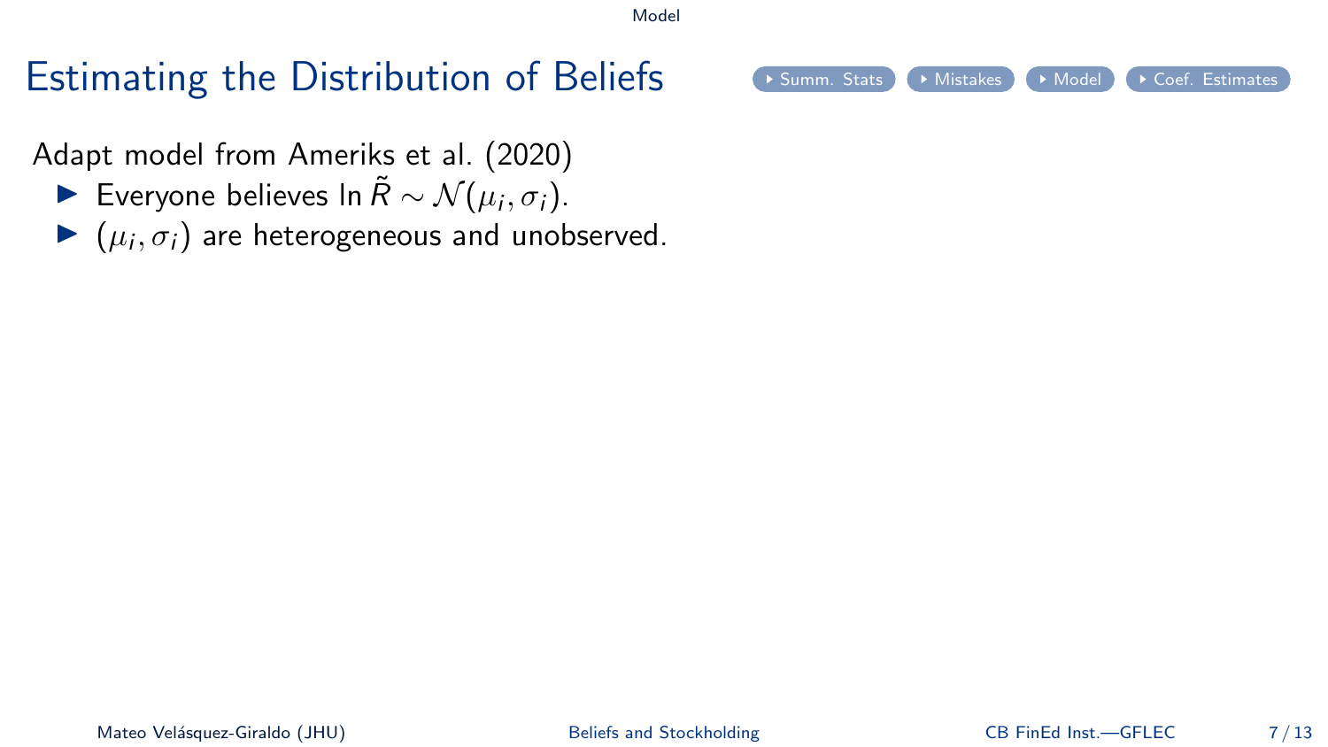# Estimating the Distribution of Beliefs

Summ. Stats | Mistakes | Model | Coef. Estimates

Adapt model from Ameriks et al. (2020)

- Everyone believes $\ln \tilde{R} \sim \mathcal{N}(\mu_i, \sigma_i)$.
- $(\mu_i, \sigma_i)$ are heterogeneous and unobserved.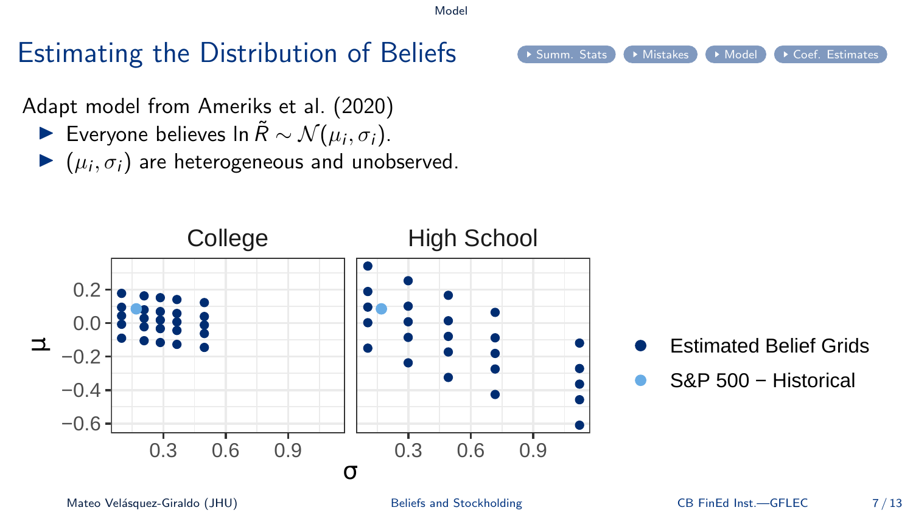# Estimating the Distribution of Beliefs

Adapt model from Ameriks et al. (2020)

- Everyone believes $\ln \tilde{R} \sim \mathcal{N}(\mu_i, \sigma_i)$.
- $(\mu_i, \sigma_i)$ are heterogeneous and unobserved.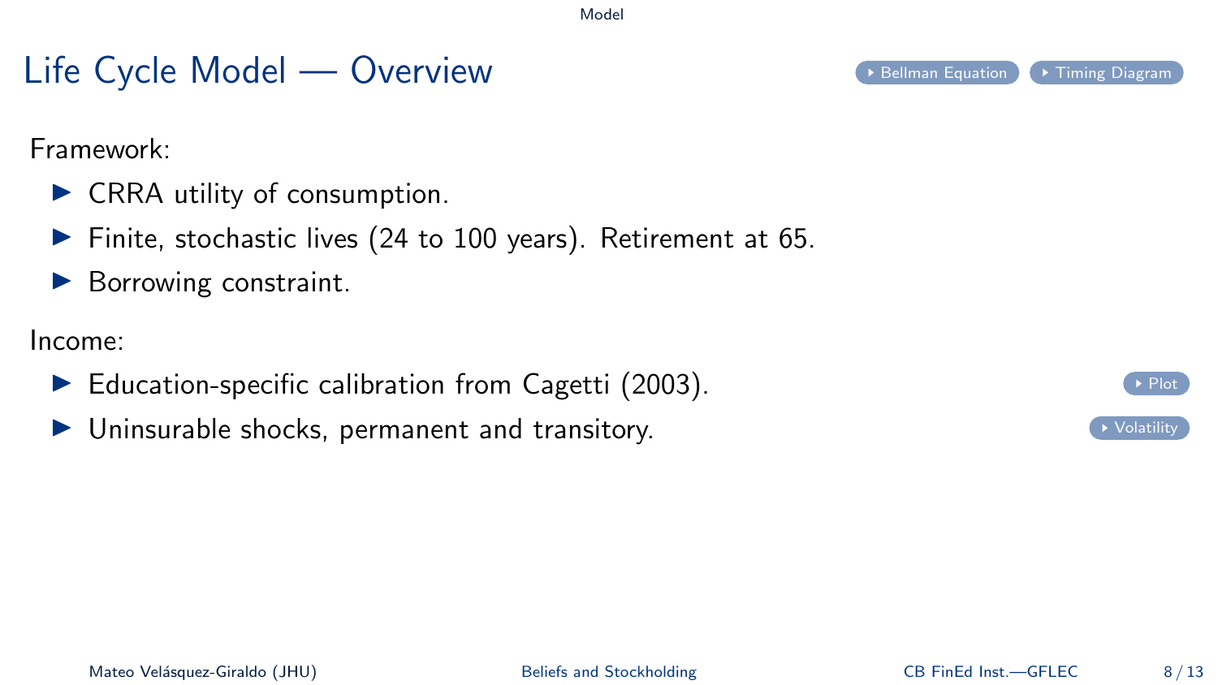# Life Cycle Model — Overview

Bellman Equation | Timing Diagram

Framework:

- CRRA utility of consumption.
- Finite, stochastic lives (24 to 100 years). Retirement at 65.
- Borrowing constraint.

Income:

- Education-specific calibration from Cagetti (2003). Plot
- Uninsurable shocks, permanent and transitory. Volatility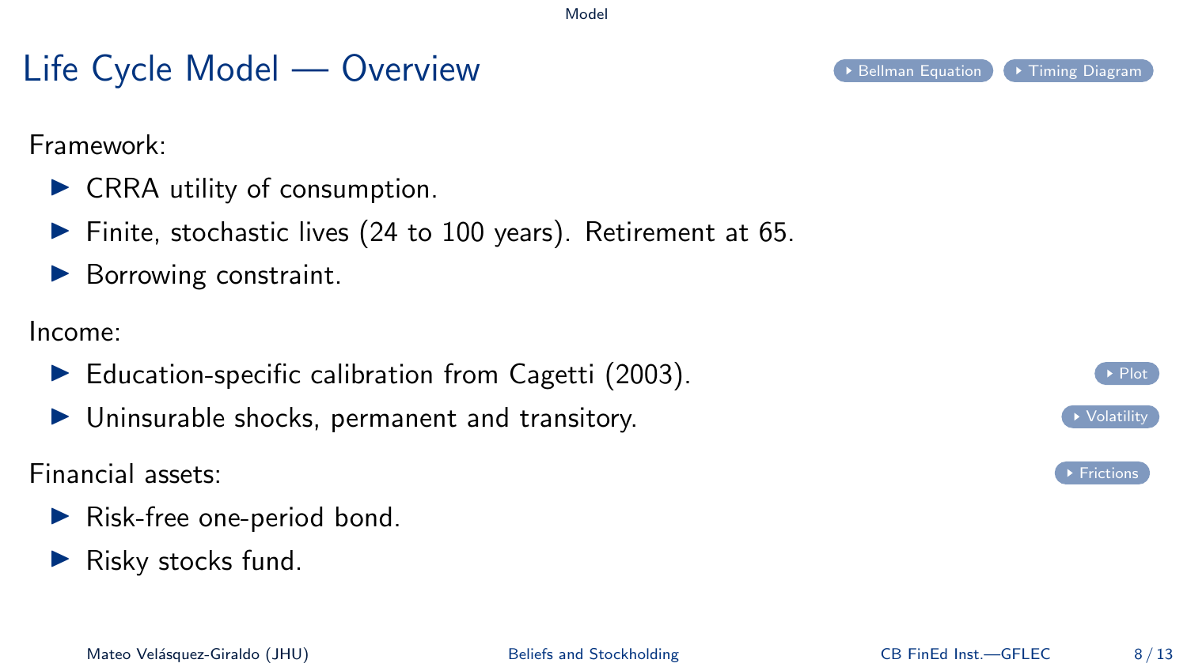# Life Cycle Model — Overview

Framework:

- CRRA utility of consumption.
- Finite, stochastic lives (24 to 100 years). Retirement at 65.
- Borrowing constraint.

Income:

- Education-specific calibration from Cagetti (2003).
- Uninsurable shocks, permanent and transitory.

Financial assets:

- Risk-free one-period bond.
- Risky stocks fund.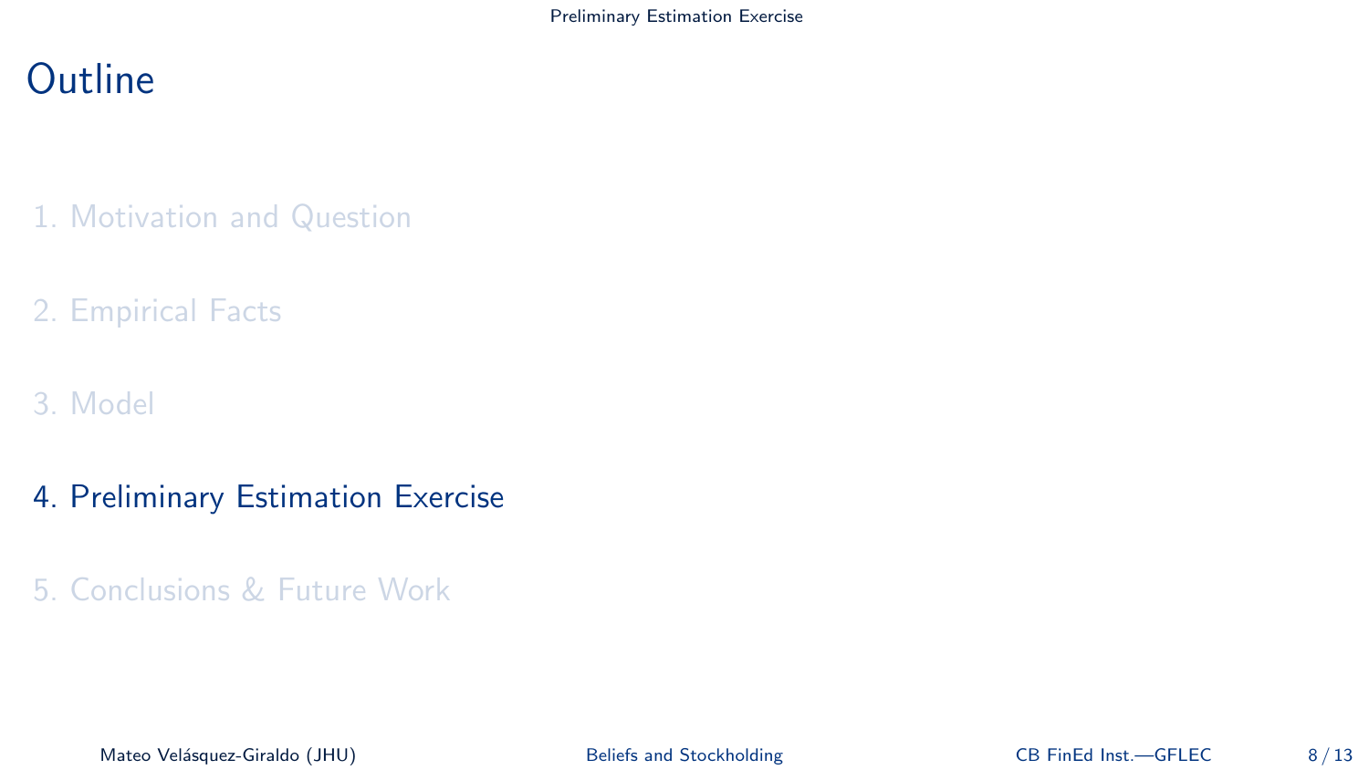# Outline

1. Motivation and Question
2. Empirical Facts
3. Model
4. Preliminary Estimation Exercise
5. Conclusions & Future Work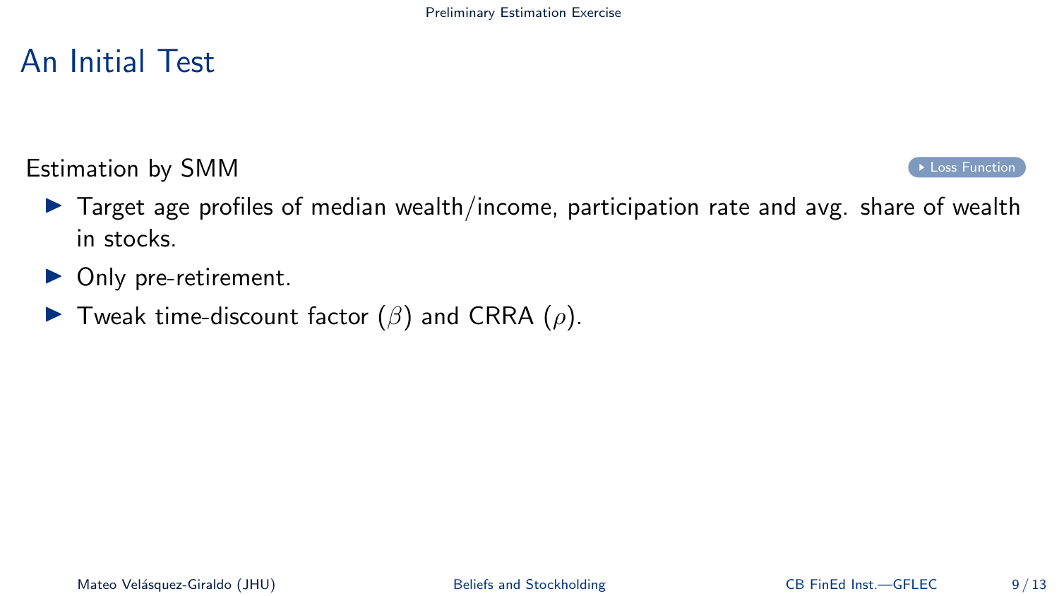# An Initial Test

Estimation by SMM

Loss Function

- Target age profiles of median wealth/income, participation rate and avg. share of wealth in stocks.
- Only pre-retirement.
- Tweak time-discount factor ($\beta$) and CRRA ($\rho$).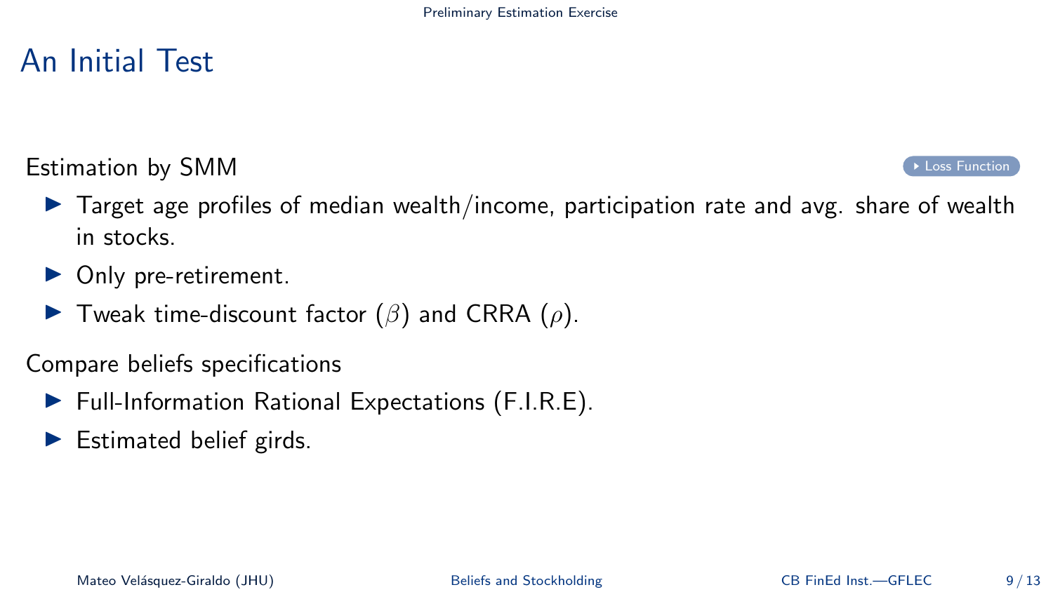# An Initial Test

Estimation by SMM

Loss Function

- Target age profiles of median wealth/income, participation rate and avg. share of wealth in stocks.
- Only pre-retirement.
- Tweak time-discount factor ($\beta$) and CRRA ($\rho$).

Compare beliefs specifications

- Full-Information Rational Expectations (F.I.R.E).
- Estimated belief girds.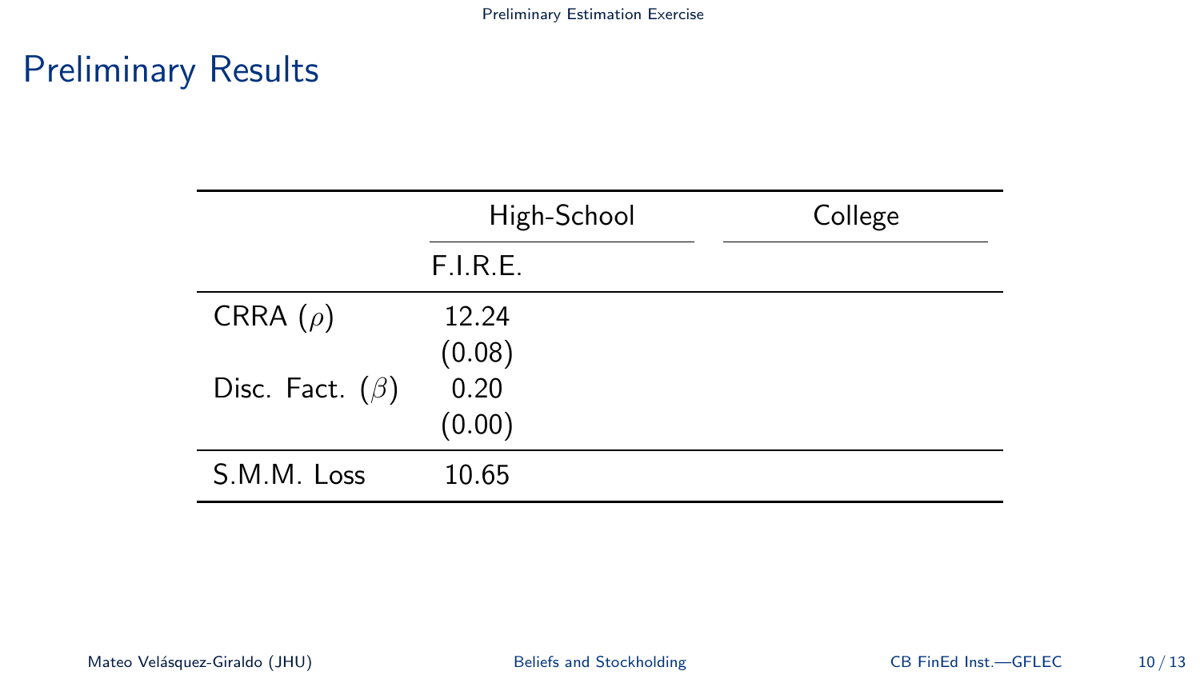# Preliminary Results

| | High-School | College |
|---|---|---|
| | F.I.R.E. | |
| CRRA ($\rho$) | 12.24 | |
| | (0.08) | |
| Disc. Fact. ($\beta$) | 0.20 | |
| | (0.00) | |
| S.M.M. Loss | 10.65 | |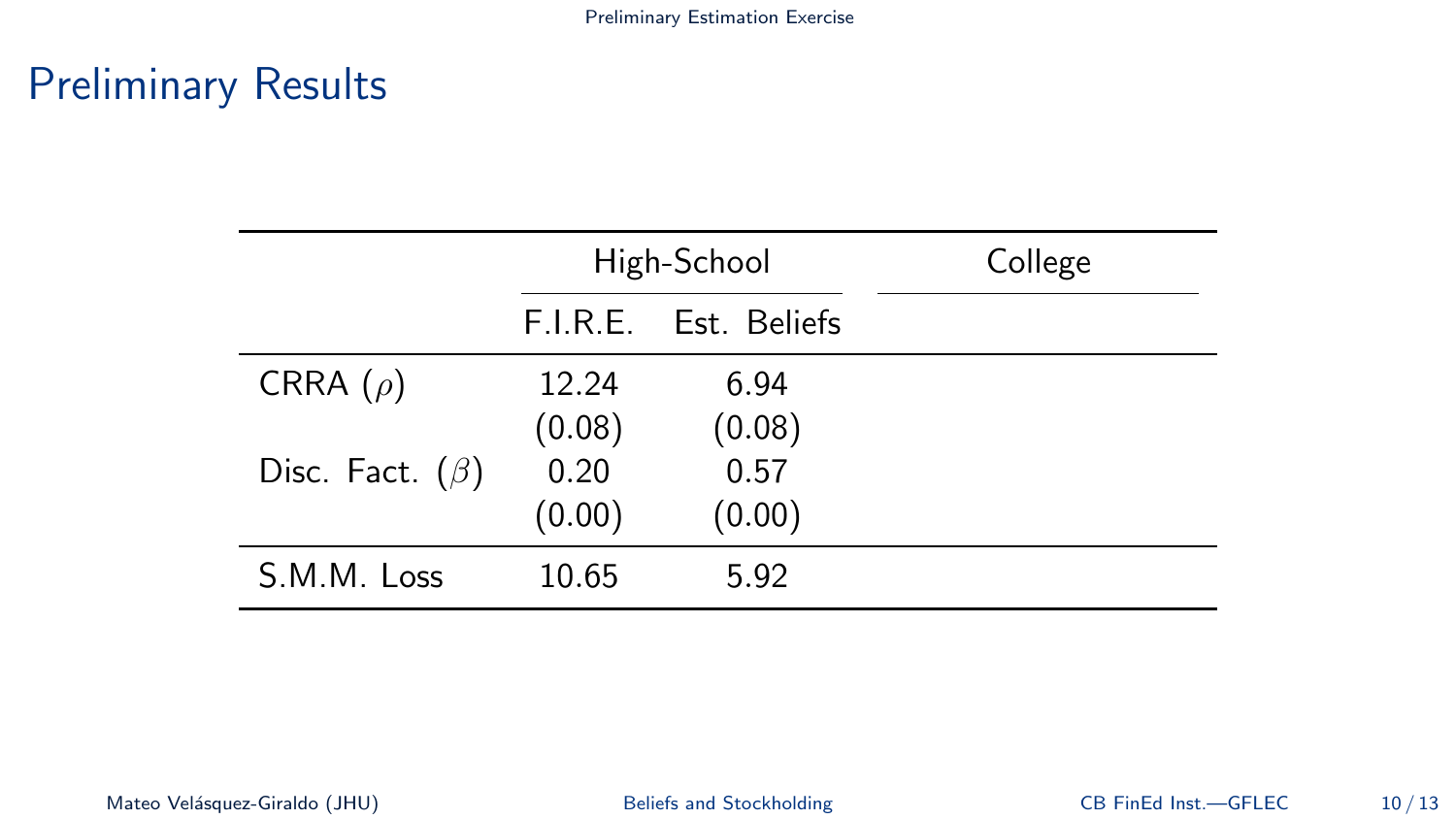# Preliminary Results

| | High-School | | College |
|---|---|---|---|
| | F.I.R.E. | Est. Beliefs | |
| CRRA ($\rho$) | 12.24 | 6.94 | |
| | (0.08) | (0.08) | |
| Disc. Fact. ($\beta$) | 0.20 | 0.57 | |
| | (0.00) | (0.00) | |
| S.M.M. Loss | 10.65 | 5.92 | |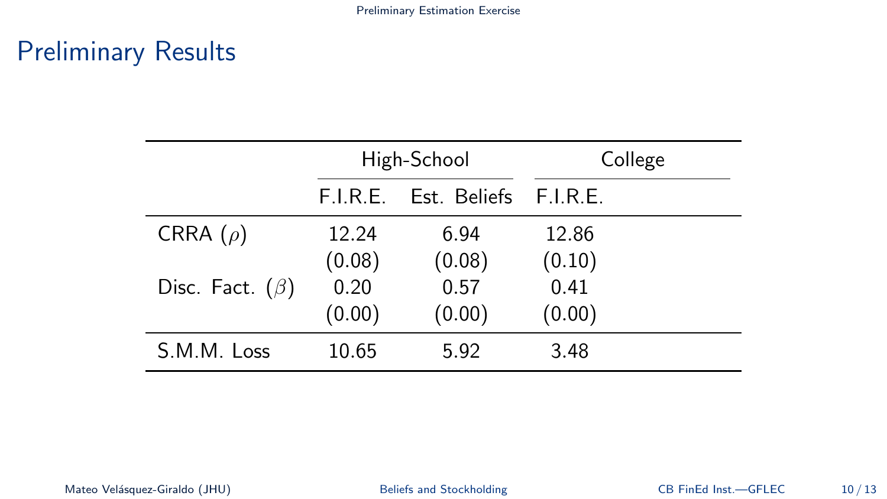# Preliminary Results

| | High-School | | College | |
|---|---|---|---|---|
| | F.I.R.E. | Est. Beliefs | F.I.R.E. | |
| CRRA ($\rho$) | 12.24 | 6.94 | 12.86 | |
| | (0.08) | (0.08) | (0.10) | |
| Disc. Fact. ($\beta$) | 0.20 | 0.57 | 0.41 | |
| | (0.00) | (0.00) | (0.00) | |
| S.M.M. Loss | 10.65 | 5.92 | 3.48 | |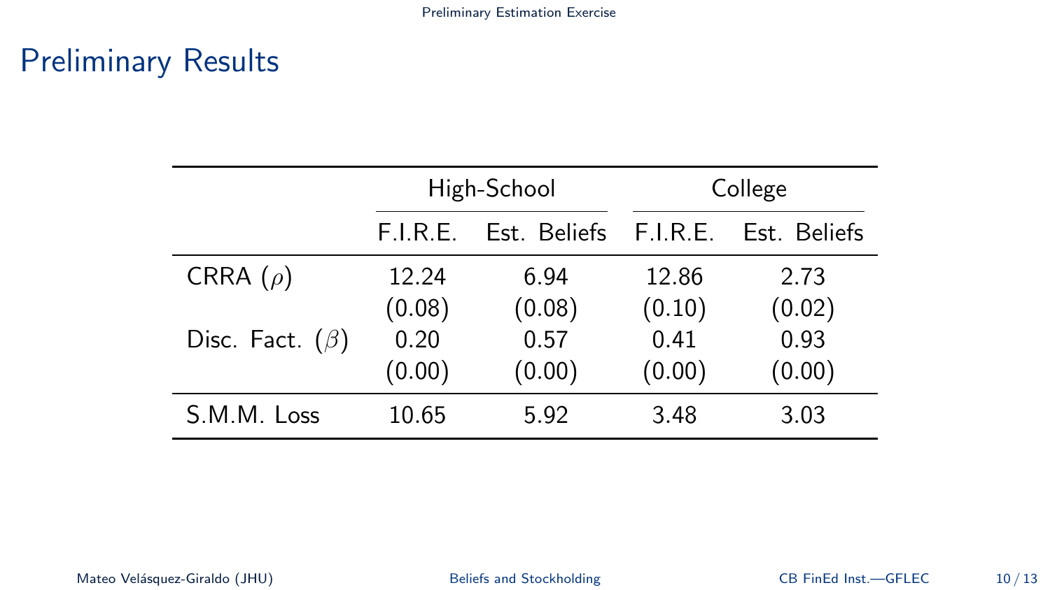## Preliminary Results

| | High-School | | College | |
|---|---|---|---|---|
| | F.I.R.E. | Est. Beliefs | F.I.R.E. | Est. Beliefs |
| CRRA ($\rho$) | 12.24 | 6.94 | 12.86 | 2.73 |
| | (0.08) | (0.08) | (0.10) | (0.02) |
| Disc. Fact. ($\beta$) | 0.20 | 0.57 | 0.41 | 0.93 |
| | (0.00) | (0.00) | (0.00) | (0.00) |
| S.M.M. Loss | 10.65 | 5.92 | 3.48 | 3.03 |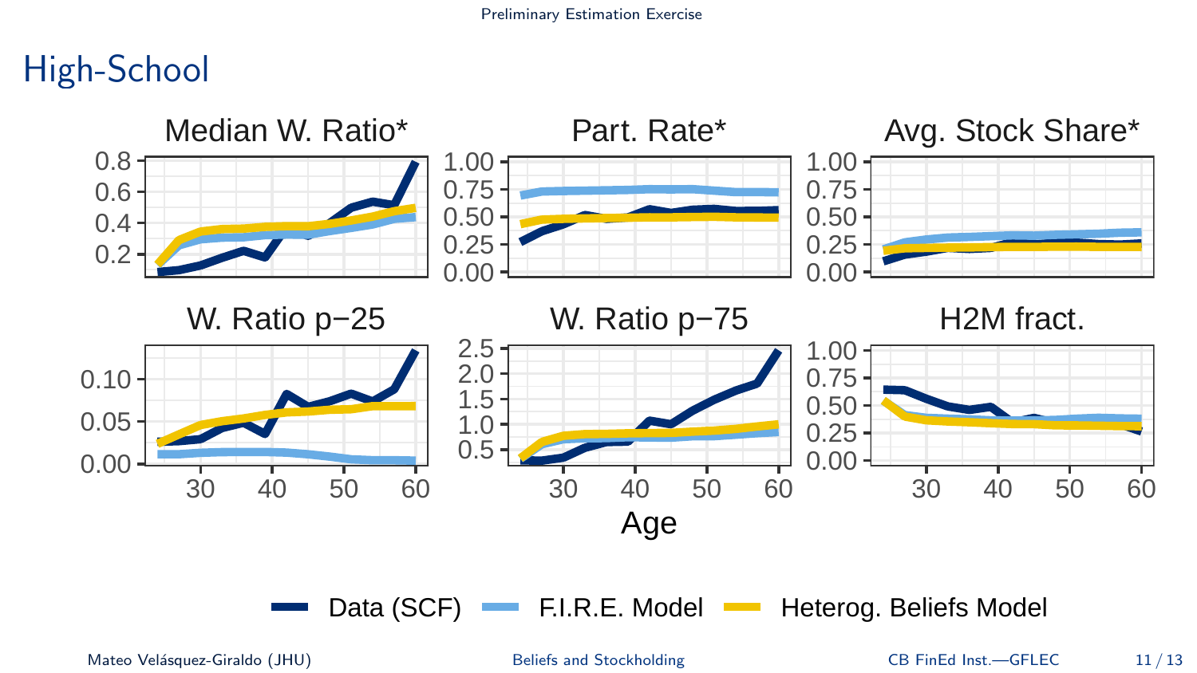## High-School

Median W. Ratio*

Part. Rate*

Avg. Stock Share*

W. Ratio p−25

W. Ratio p−75

H2M fract.

Age

Data (SCF) — F.I.R.E. Model — Heterog. Beliefs Model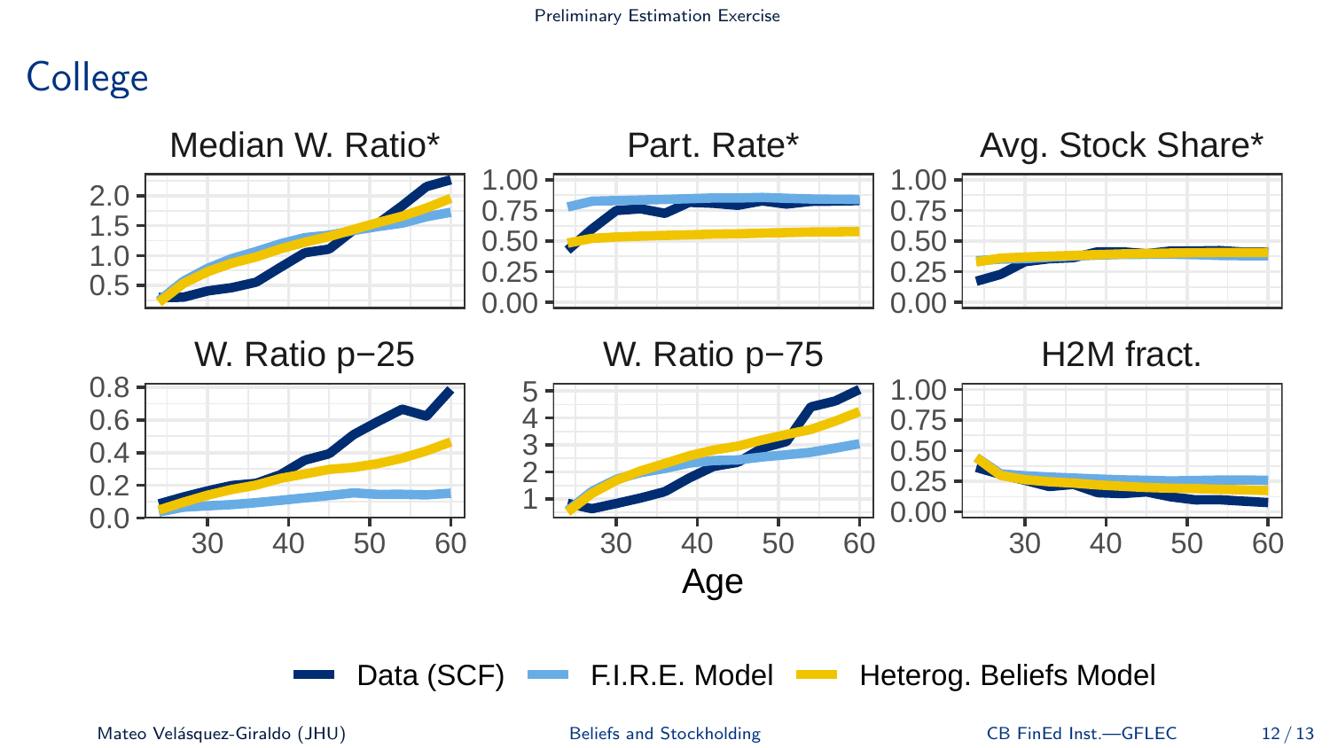## College

Median W. Ratio*

Part. Rate*

Avg. Stock Share*

W. Ratio p−25

W. Ratio p−75

H2M fract.

Age

Data (SCF) — F.I.R.E. Model — Heterog. Beliefs Model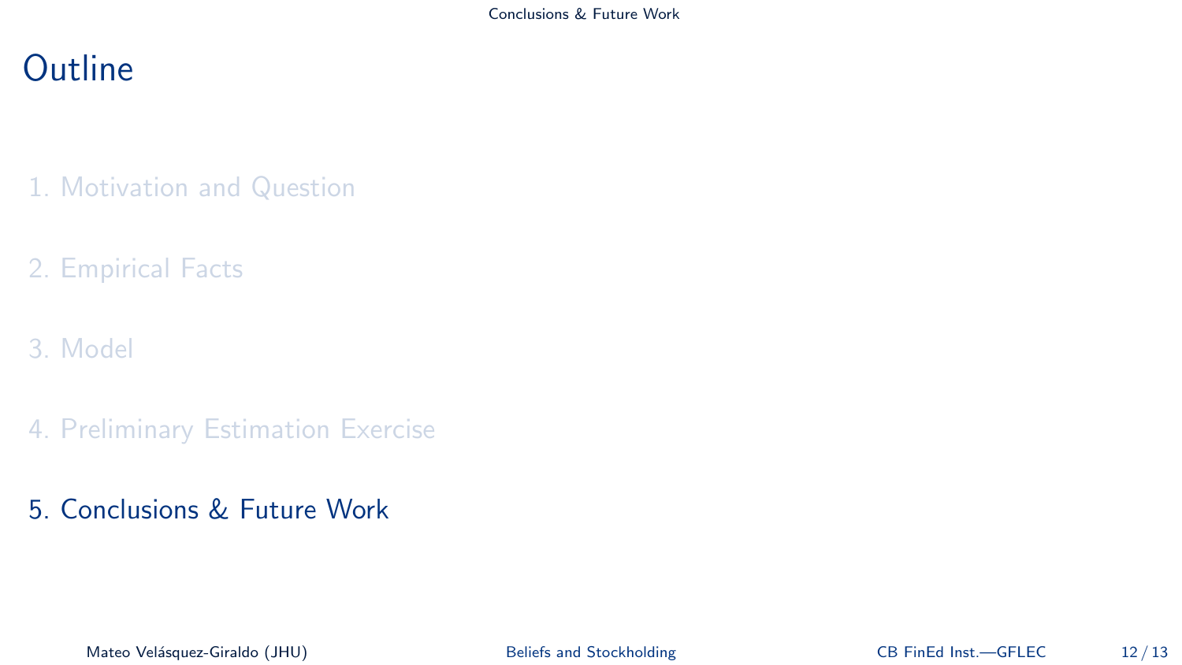# Outline

1. Motivation and Question

2. Empirical Facts

3. Model

4. Preliminary Estimation Exercise

5. Conclusions & Future Work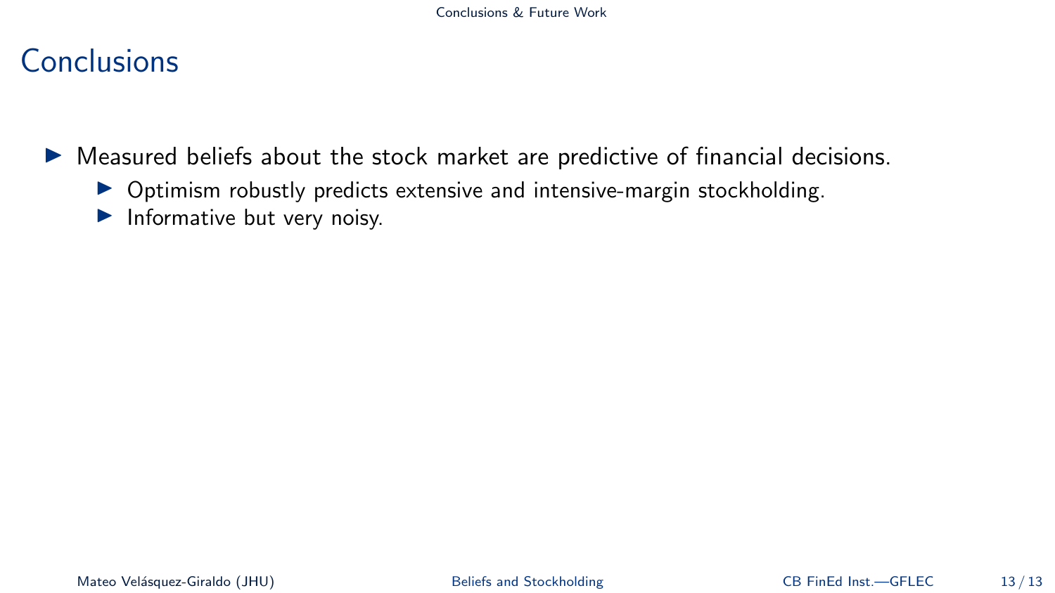# Conclusions

- Measured beliefs about the stock market are predictive of financial decisions.
  - Optimism robustly predicts extensive and intensive-margin stockholding.
  - Informative but very noisy.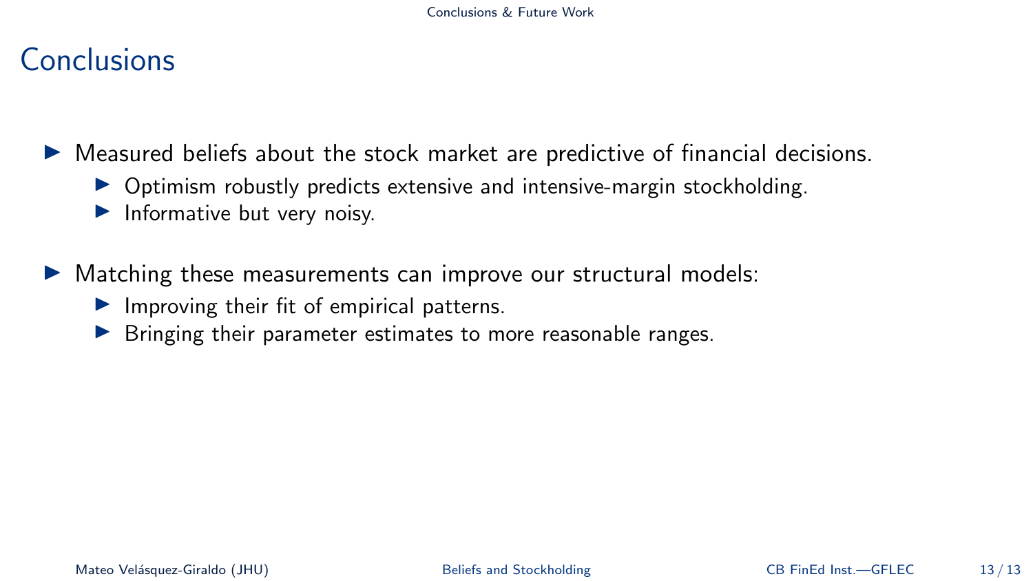# Conclusions

- Measured beliefs about the stock market are predictive of financial decisions.
  - Optimism robustly predicts extensive and intensive-margin stockholding.
  - Informative but very noisy.
- Matching these measurements can improve our structural models:
  - Improving their fit of empirical patterns.
  - Bringing their parameter estimates to more reasonable ranges.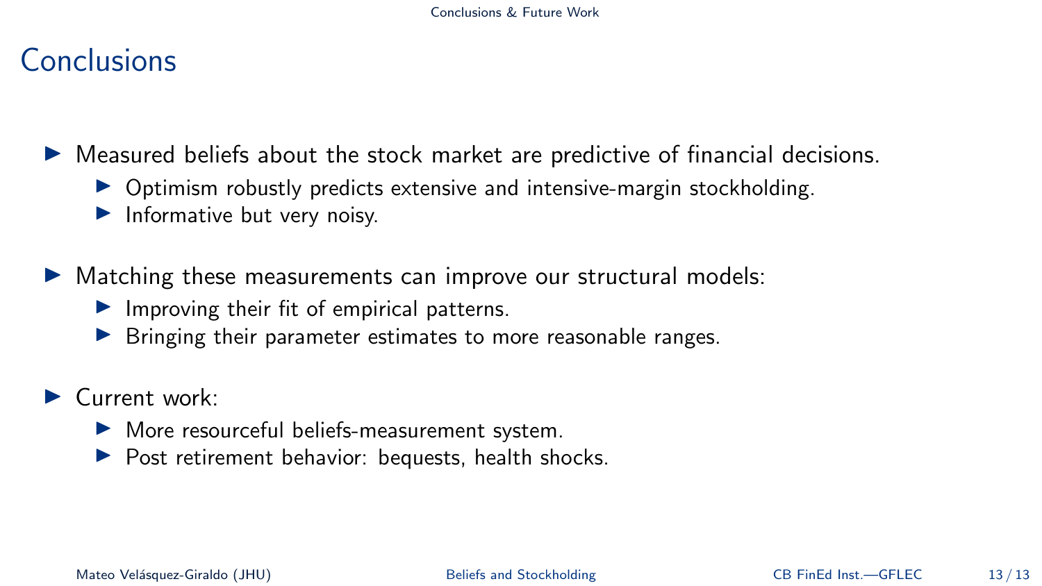# Conclusions

- Measured beliefs about the stock market are predictive of financial decisions.
  - Optimism robustly predicts extensive and intensive-margin stockholding.
  - Informative but very noisy.
- Matching these measurements can improve our structural models:
  - Improving their fit of empirical patterns.
  - Bringing their parameter estimates to more reasonable ranges.
- Current work:
  - More resourceful beliefs-measurement system.
  - Post retirement behavior: bequests, health shocks.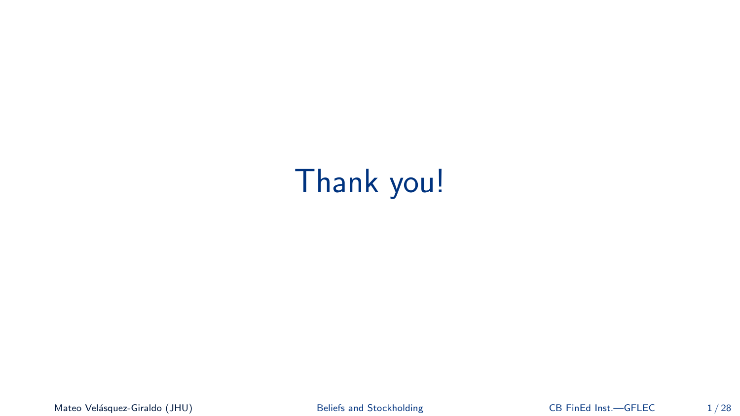# Thank you!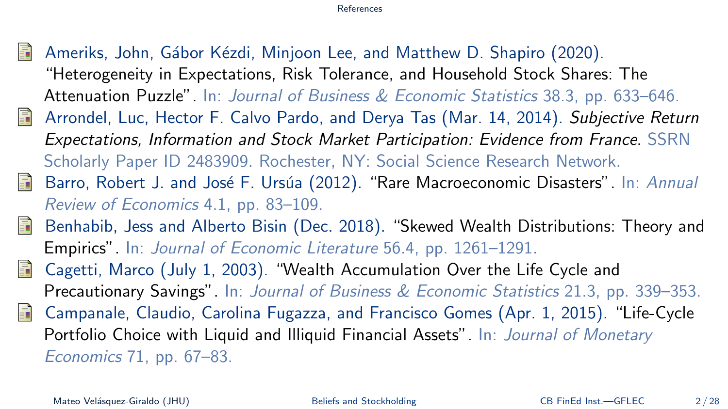## References

- Ameriks, John, Gábor Kézdi, Minjoon Lee, and Matthew D. Shapiro (2020). "Heterogeneity in Expectations, Risk Tolerance, and Household Stock Shares: The Attenuation Puzzle". In: *Journal of Business & Economic Statistics* 38.3, pp. 633–646.
- Arrondel, Luc, Hector F. Calvo Pardo, and Derya Tas (Mar. 14, 2014). *Subjective Return Expectations, Information and Stock Market Participation: Evidence from France*. SSRN Scholarly Paper ID 2483909. Rochester, NY: Social Science Research Network.
- Barro, Robert J. and José F. Ursúa (2012). "Rare Macroeconomic Disasters". In: *Annual Review of Economics* 4.1, pp. 83–109.
- Benhabib, Jess and Alberto Bisin (Dec. 2018). "Skewed Wealth Distributions: Theory and Empirics". In: *Journal of Economic Literature* 56.4, pp. 1261–1291.
- Cagetti, Marco (July 1, 2003). "Wealth Accumulation Over the Life Cycle and Precautionary Savings". In: *Journal of Business & Economic Statistics* 21.3, pp. 339–353.
- Campanale, Claudio, Carolina Fugazza, and Francisco Gomes (Apr. 1, 2015). "Life-Cycle Portfolio Choice with Liquid and Illiquid Financial Assets". In: *Journal of Monetary Economics* 71, pp. 67–83.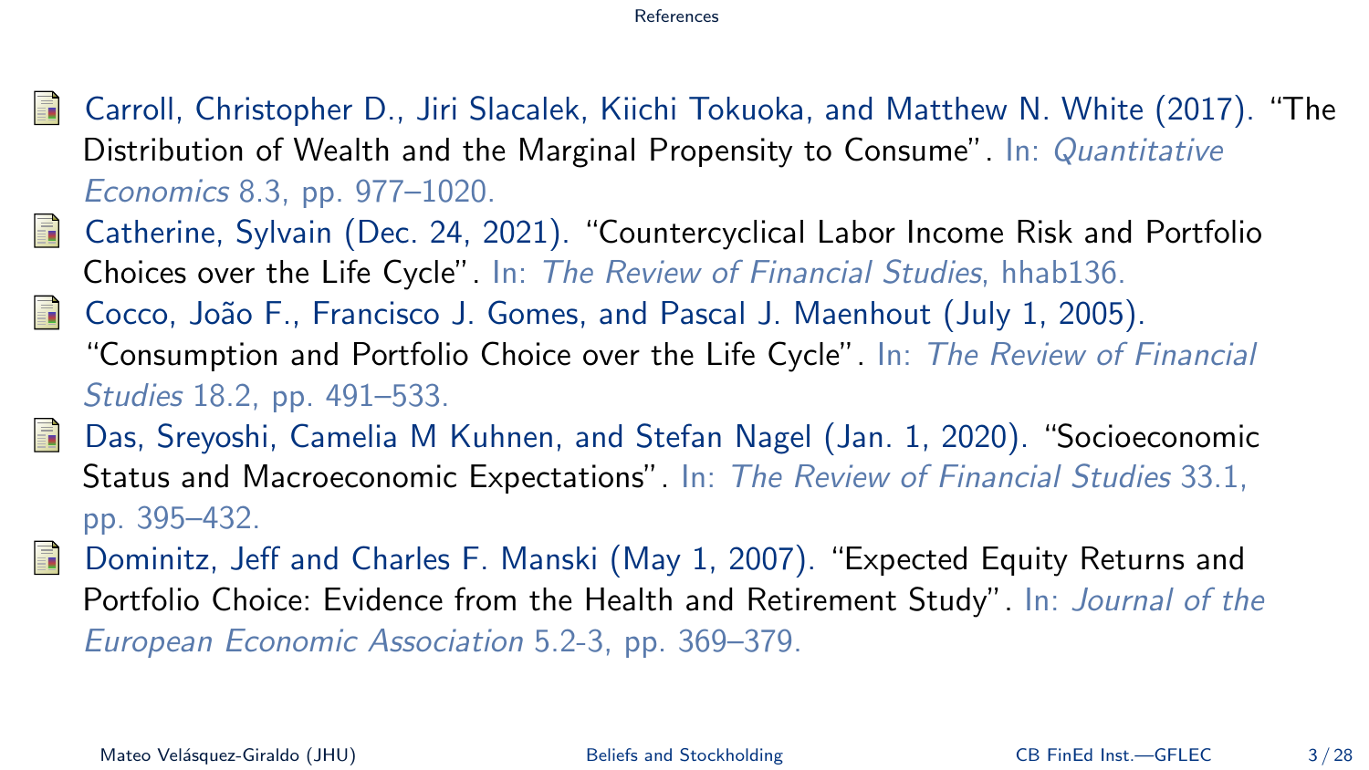# References

- Carroll, Christopher D., Jiri Slacalek, Kiichi Tokuoka, and Matthew N. White (2017). "The Distribution of Wealth and the Marginal Propensity to Consume". In: *Quantitative Economics* 8.3, pp. 977–1020.
- Catherine, Sylvain (Dec. 24, 2021). "Countercyclical Labor Income Risk and Portfolio Choices over the Life Cycle". In: *The Review of Financial Studies*, hhab136.
- Cocco, João F., Francisco J. Gomes, and Pascal J. Maenhout (July 1, 2005). "Consumption and Portfolio Choice over the Life Cycle". In: *The Review of Financial Studies* 18.2, pp. 491–533.
- Das, Sreyoshi, Camelia M Kuhnen, and Stefan Nagel (Jan. 1, 2020). "Socioeconomic Status and Macroeconomic Expectations". In: *The Review of Financial Studies* 33.1, pp. 395–432.
- Dominitz, Jeff and Charles F. Manski (May 1, 2007). "Expected Equity Returns and Portfolio Choice: Evidence from the Health and Retirement Study". In: *Journal of the European Economic Association* 5.2-3, pp. 369–379.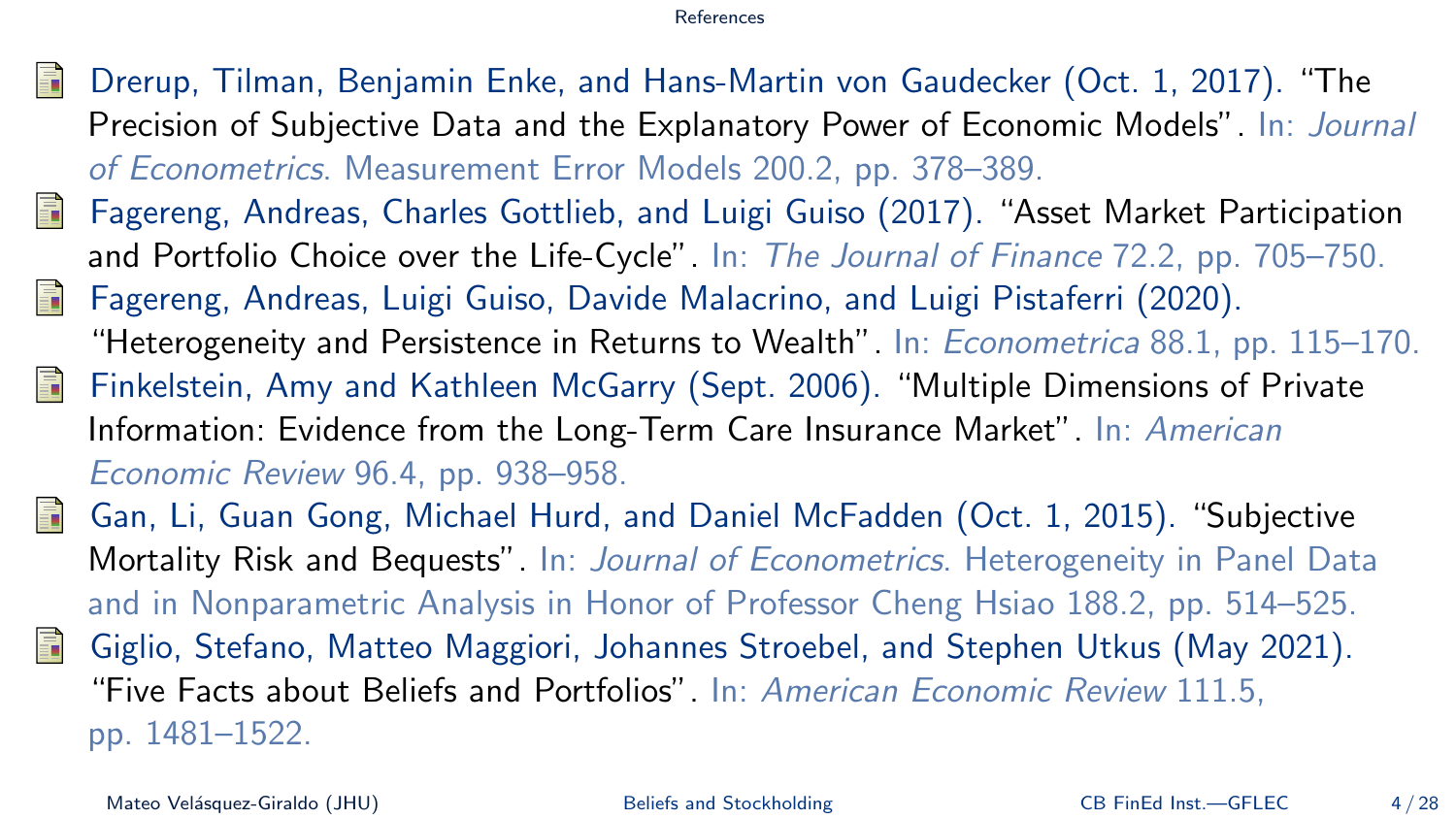# References

- Drerup, Tilman, Benjamin Enke, and Hans-Martin von Gaudecker (Oct. 1, 2017). "The Precision of Subjective Data and the Explanatory Power of Economic Models". In: *Journal of Econometrics*. Measurement Error Models 200.2, pp. 378–389.
- Fagereng, Andreas, Charles Gottlieb, and Luigi Guiso (2017). "Asset Market Participation and Portfolio Choice over the Life-Cycle". In: *The Journal of Finance* 72.2, pp. 705–750.
- Fagereng, Andreas, Luigi Guiso, Davide Malacrino, and Luigi Pistaferri (2020). "Heterogeneity and Persistence in Returns to Wealth". In: *Econometrica* 88.1, pp. 115–170.
- Finkelstein, Amy and Kathleen McGarry (Sept. 2006). "Multiple Dimensions of Private Information: Evidence from the Long-Term Care Insurance Market". In: *American Economic Review* 96.4, pp. 938–958.
- Gan, Li, Guan Gong, Michael Hurd, and Daniel McFadden (Oct. 1, 2015). "Subjective Mortality Risk and Bequests". In: *Journal of Econometrics*. Heterogeneity in Panel Data and in Nonparametric Analysis in Honor of Professor Cheng Hsiao 188.2, pp. 514–525.
- Giglio, Stefano, Matteo Maggiori, Johannes Stroebel, and Stephen Utkus (May 2021). "Five Facts about Beliefs and Portfolios". In: *American Economic Review* 111.5, pp. 1481–1522.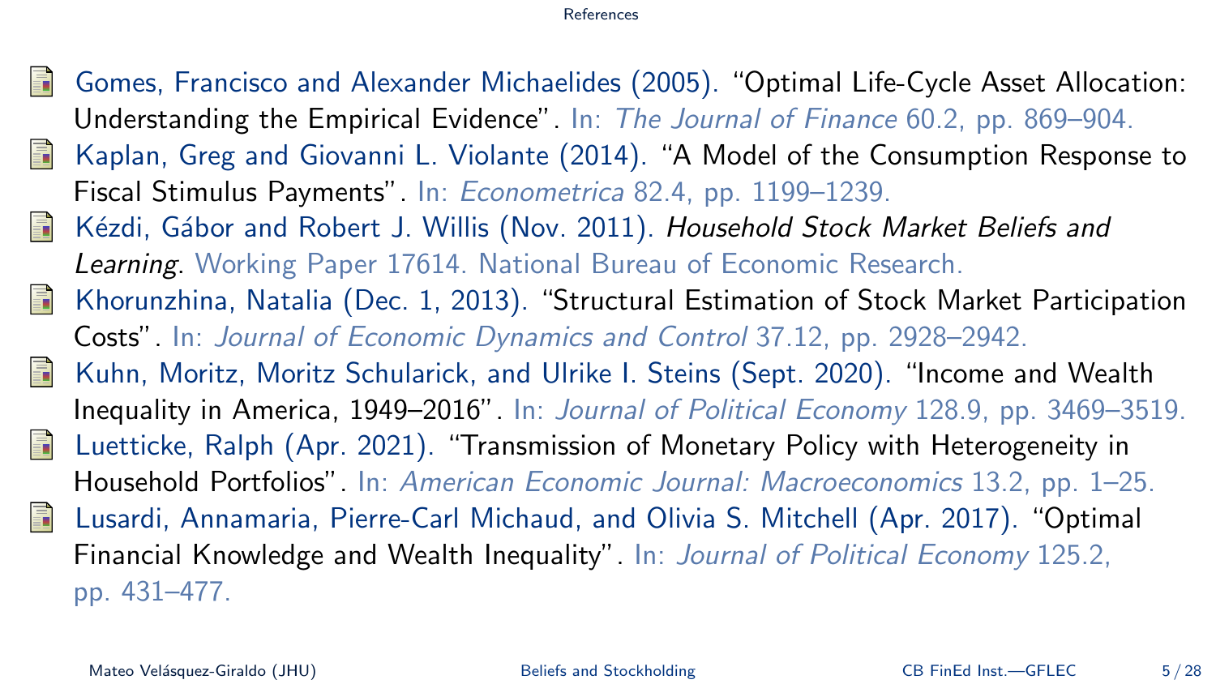- Gomes, Francisco and Alexander Michaelides (2005). "Optimal Life-Cycle Asset Allocation: Understanding the Empirical Evidence". In: *The Journal of Finance* 60.2, pp. 869–904.
- Kaplan, Greg and Giovanni L. Violante (2014). "A Model of the Consumption Response to Fiscal Stimulus Payments". In: *Econometrica* 82.4, pp. 1199–1239.
- Kézdi, Gábor and Robert J. Willis (Nov. 2011). *Household Stock Market Beliefs and Learning*. Working Paper 17614. National Bureau of Economic Research.
- Khorunzhina, Natalia (Dec. 1, 2013). "Structural Estimation of Stock Market Participation Costs". In: *Journal of Economic Dynamics and Control* 37.12, pp. 2928–2942.
- Kuhn, Moritz, Moritz Schularick, and Ulrike I. Steins (Sept. 2020). "Income and Wealth Inequality in America, 1949–2016". In: *Journal of Political Economy* 128.9, pp. 3469–3519.
- Luetticke, Ralph (Apr. 2021). "Transmission of Monetary Policy with Heterogeneity in Household Portfolios". In: *American Economic Journal: Macroeconomics* 13.2, pp. 1–25.
- Lusardi, Annamaria, Pierre-Carl Michaud, and Olivia S. Mitchell (Apr. 2017). "Optimal Financial Knowledge and Wealth Inequality". In: *Journal of Political Economy* 125.2, pp. 431–477.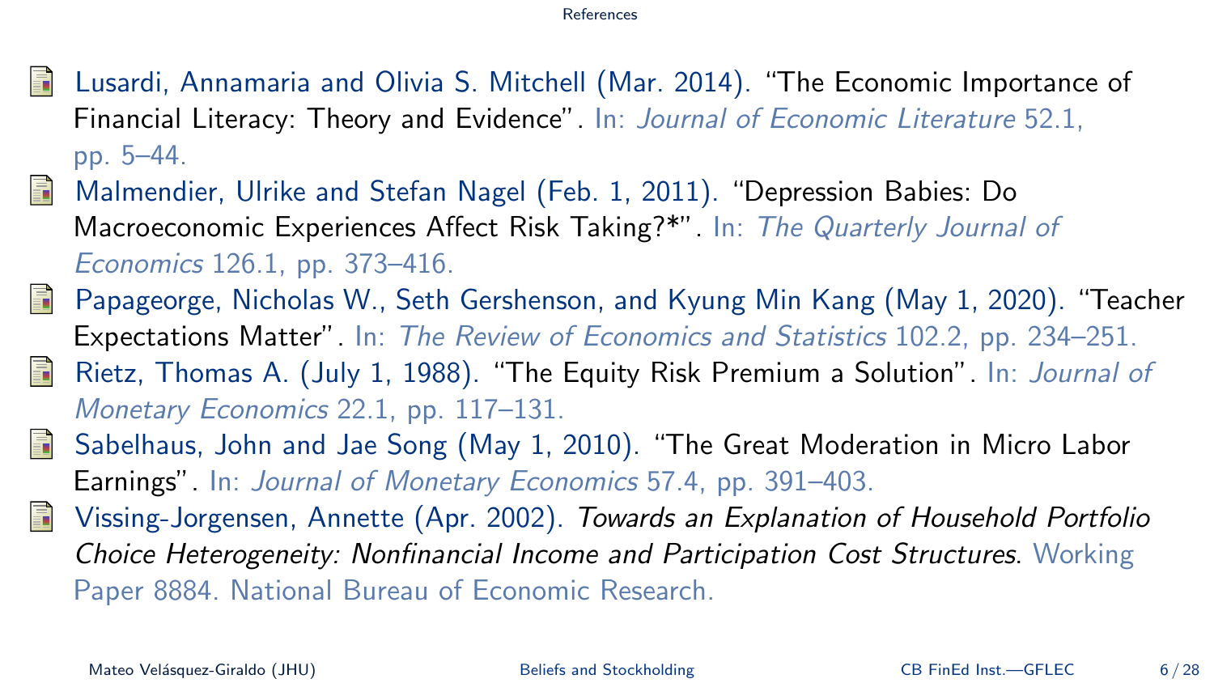- Lusardi, Annamaria and Olivia S. Mitchell (Mar. 2014). "The Economic Importance of Financial Literacy: Theory and Evidence". In: *Journal of Economic Literature* 52.1, pp. 5–44.
- Malmendier, Ulrike and Stefan Nagel (Feb. 1, 2011). "Depression Babies: Do Macroeconomic Experiences Affect Risk Taking?*". In: *The Quarterly Journal of Economics* 126.1, pp. 373–416.
- Papageorge, Nicholas W., Seth Gershenson, and Kyung Min Kang (May 1, 2020). "Teacher Expectations Matter". In: *The Review of Economics and Statistics* 102.2, pp. 234–251.
- Rietz, Thomas A. (July 1, 1988). "The Equity Risk Premium a Solution". In: *Journal of Monetary Economics* 22.1, pp. 117–131.
- Sabelhaus, John and Jae Song (May 1, 2010). "The Great Moderation in Micro Labor Earnings". In: *Journal of Monetary Economics* 57.4, pp. 391–403.
- Vissing-Jorgensen, Annette (Apr. 2002). *Towards an Explanation of Household Portfolio Choice Heterogeneity: Nonfinancial Income and Participation Cost Structures*. Working Paper 8884. National Bureau of Economic Research.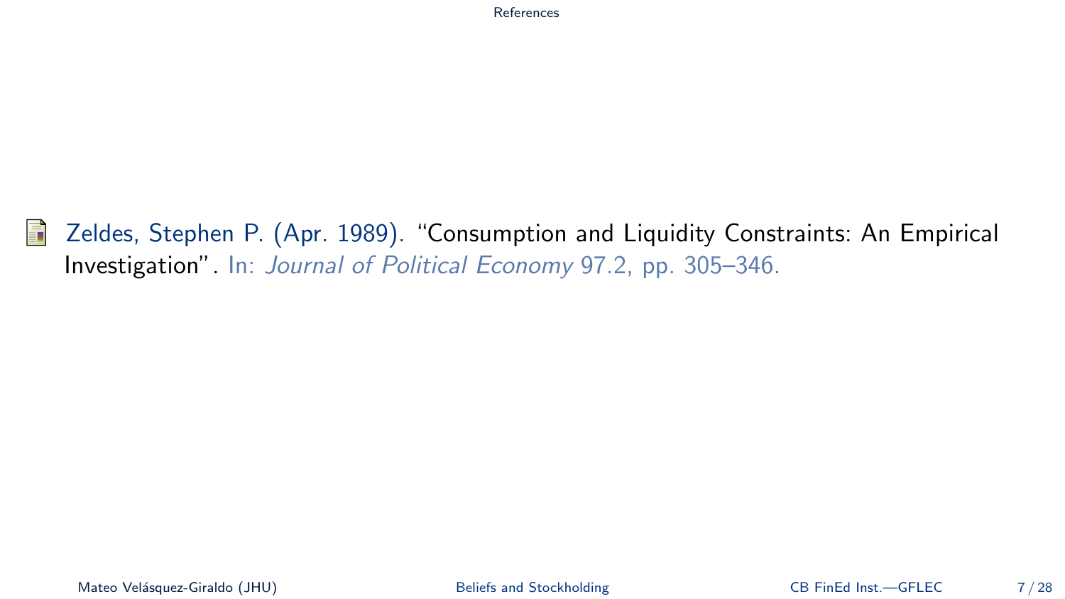Zeldes, Stephen P. (Apr. 1989). "Consumption and Liquidity Constraints: An Empirical Investigation". In: *Journal of Political Economy* 97.2, pp. 305–346.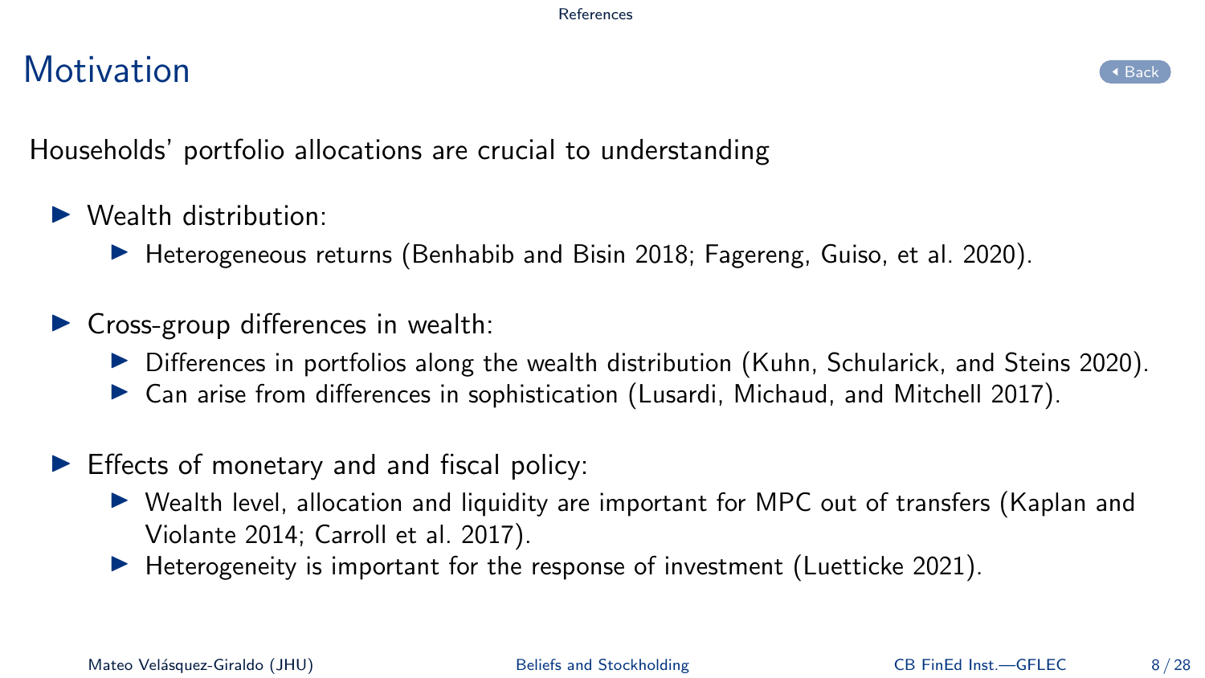# Motivation

Households' portfolio allocations are crucial to understanding

- Wealth distribution:
  - Heterogeneous returns (Benhabib and Bisin 2018; Fagereng, Guiso, et al. 2020).
- Cross-group differences in wealth:
  - Differences in portfolios along the wealth distribution (Kuhn, Schularick, and Steins 2020).
  - Can arise from differences in sophistication (Lusardi, Michaud, and Mitchell 2017).
- Effects of monetary and and fiscal policy:
  - Wealth level, allocation and liquidity are important for MPC out of transfers (Kaplan and Violante 2014; Carroll et al. 2017).
  - Heterogeneity is important for the response of investment (Luetticke 2021).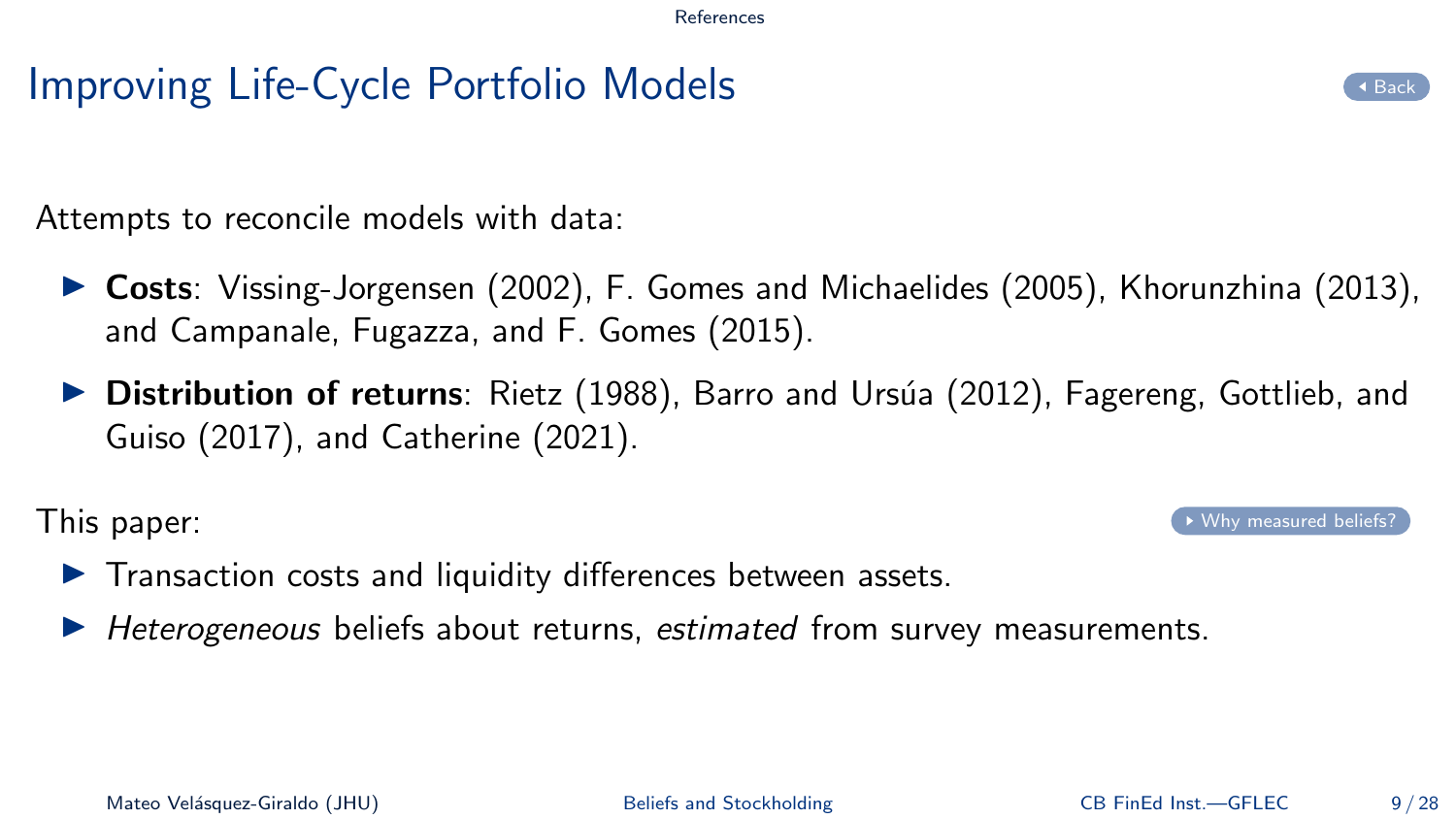# Improving Life-Cycle Portfolio Models

Attempts to reconcile models with data:

- **Costs**: Vissing-Jorgensen (2002), F. Gomes and Michaelides (2005), Khorunzhina (2013), and Campanale, Fugazza, and F. Gomes (2015).
- **Distribution of returns**: Rietz (1988), Barro and Ursúa (2012), Fagereng, Gottlieb, and Guiso (2017), and Catherine (2021).

This paper:

- Transaction costs and liquidity differences between assets.
- *Heterogeneous* beliefs about returns, *estimated* from survey measurements.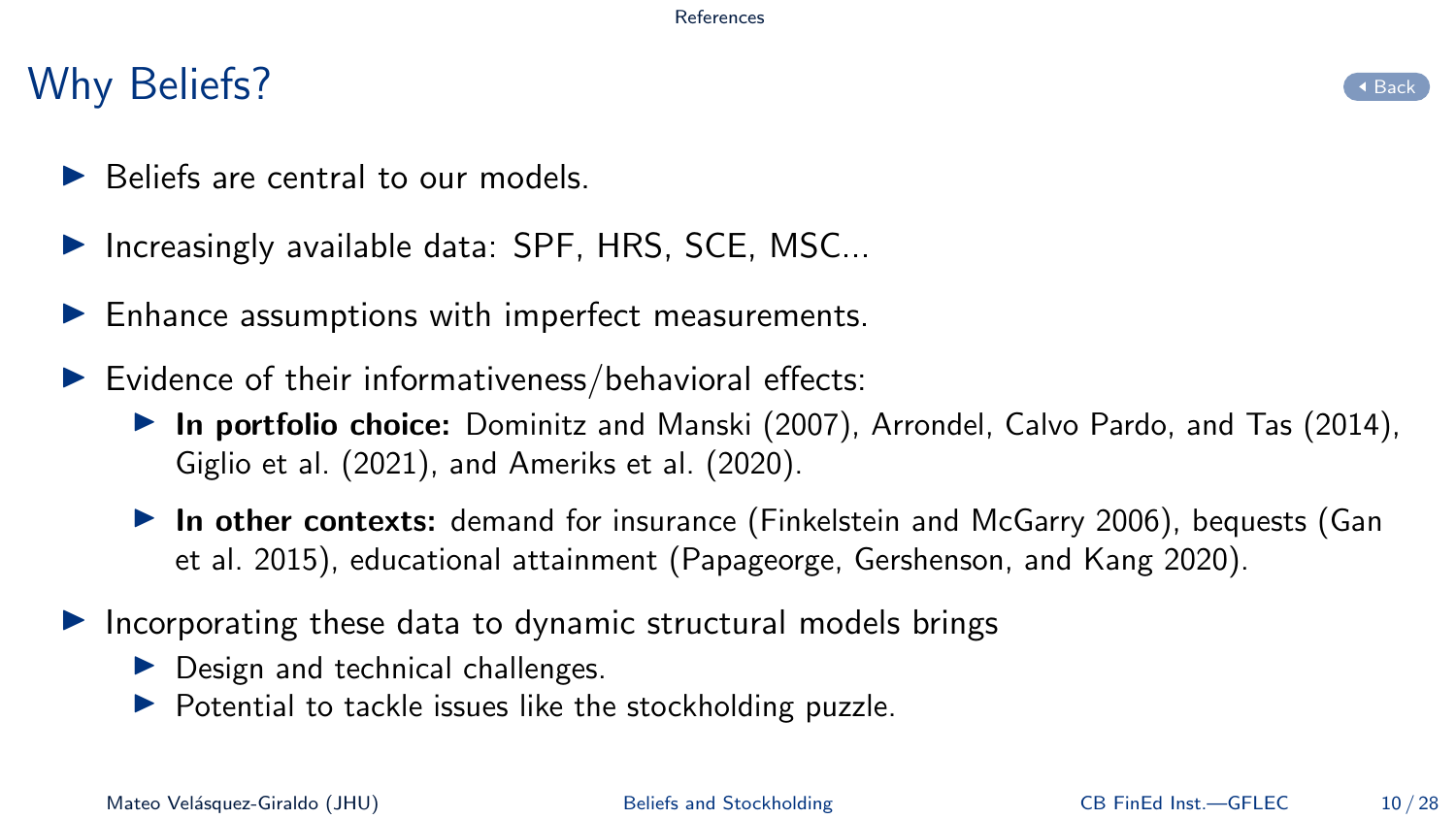# Why Beliefs?

- Beliefs are central to our models.
- Increasingly available data: SPF, HRS, SCE, MSC...
- Enhance assumptions with imperfect measurements.
- Evidence of their informativeness/behavioral effects:
  - **In portfolio choice:** Dominitz and Manski (2007), Arrondel, Calvo Pardo, and Tas (2014), Giglio et al. (2021), and Ameriks et al. (2020).
  - **In other contexts:** demand for insurance (Finkelstein and McGarry 2006), bequests (Gan et al. 2015), educational attainment (Papageorge, Gershenson, and Kang 2020).
- Incorporating these data to dynamic structural models brings
  - Design and technical challenges.
  - Potential to tackle issues like the stockholding puzzle.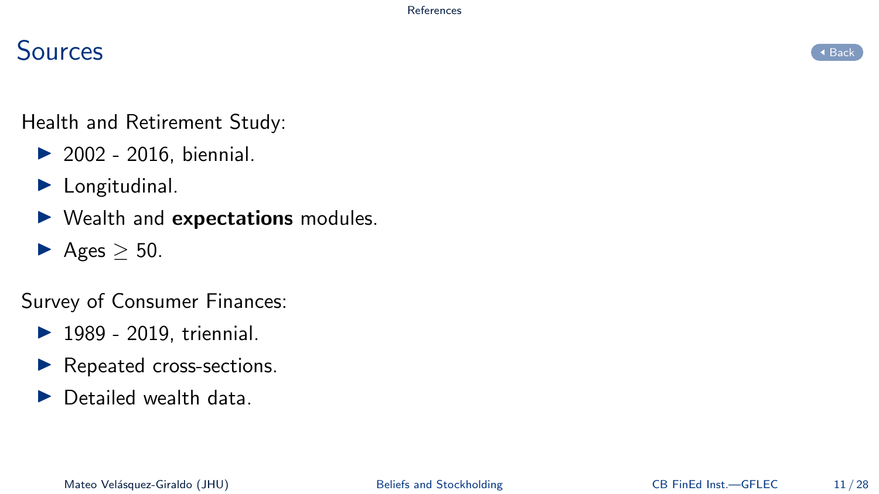# Sources

Health and Retirement Study:

- 2002 - 2016, biennial.
- Longitudinal.
- Wealth and **expectations** modules.
- Ages $\geq 50$.

Survey of Consumer Finances:

- 1989 - 2019, triennial.
- Repeated cross-sections.
- Detailed wealth data.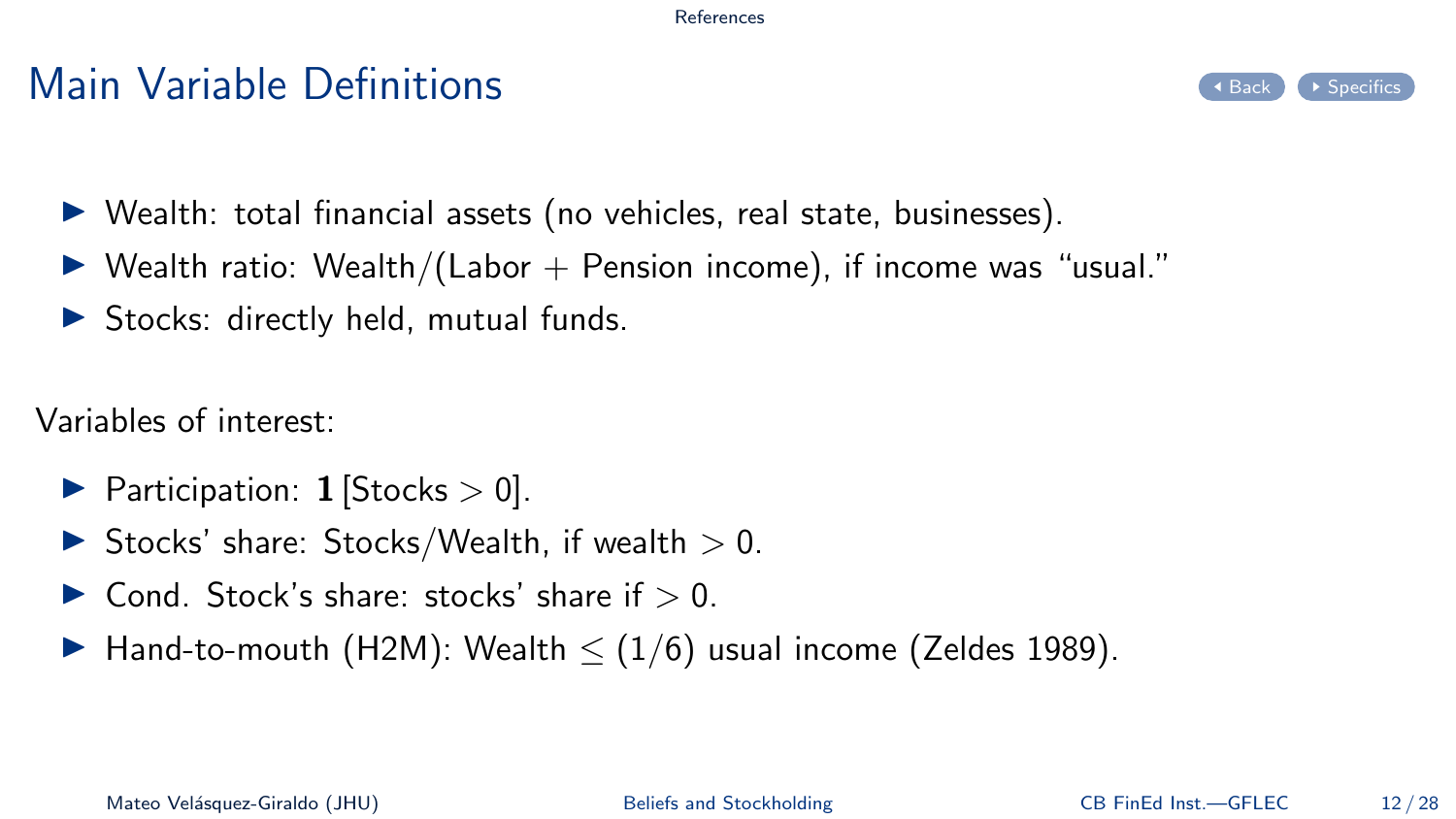# Main Variable Definitions

- Wealth: total financial assets (no vehicles, real state, businesses).
- Wealth ratio: Wealth/(Labor + Pension income), if income was "usual."
- Stocks: directly held, mutual funds.

Variables of interest:

- Participation: $\mathbf{1}[\text{Stocks} > 0]$.
- Stocks' share: Stocks/Wealth, if wealth $> 0$.
- Cond. Stock's share: stocks' share if $> 0$.
- Hand-to-mouth (H2M): Wealth $\leq (1/6)$ usual income (Zeldes 1989).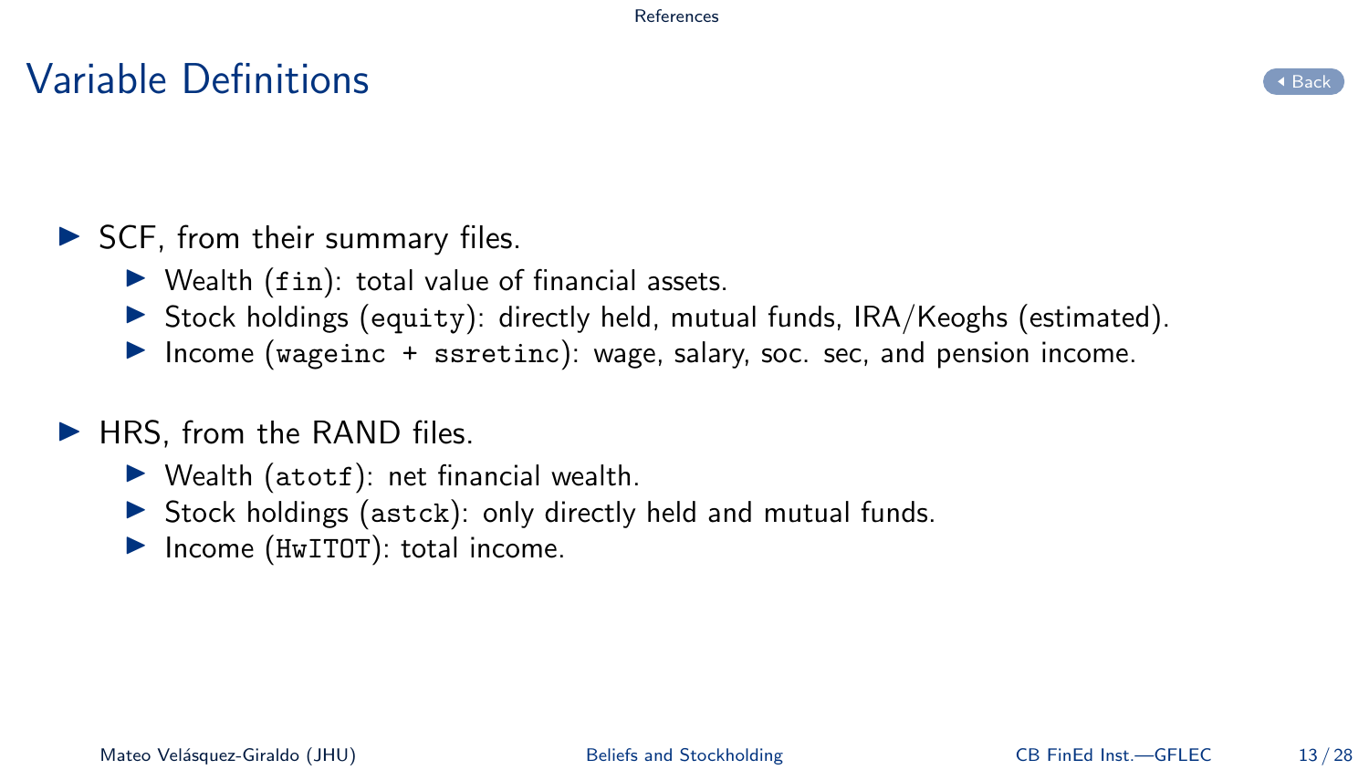# Variable Definitions

- SCF, from their summary files.
  - Wealth (`fin`): total value of financial assets.
  - Stock holdings (`equity`): directly held, mutual funds, IRA/Keoghs (estimated).
  - Income (`wageinc + ssretinc`): wage, salary, soc. sec, and pension income.
- HRS, from the RAND files.
  - Wealth (`atotf`): net financial wealth.
  - Stock holdings (`astck`): only directly held and mutual funds.
  - Income (`HwITOT`): total income.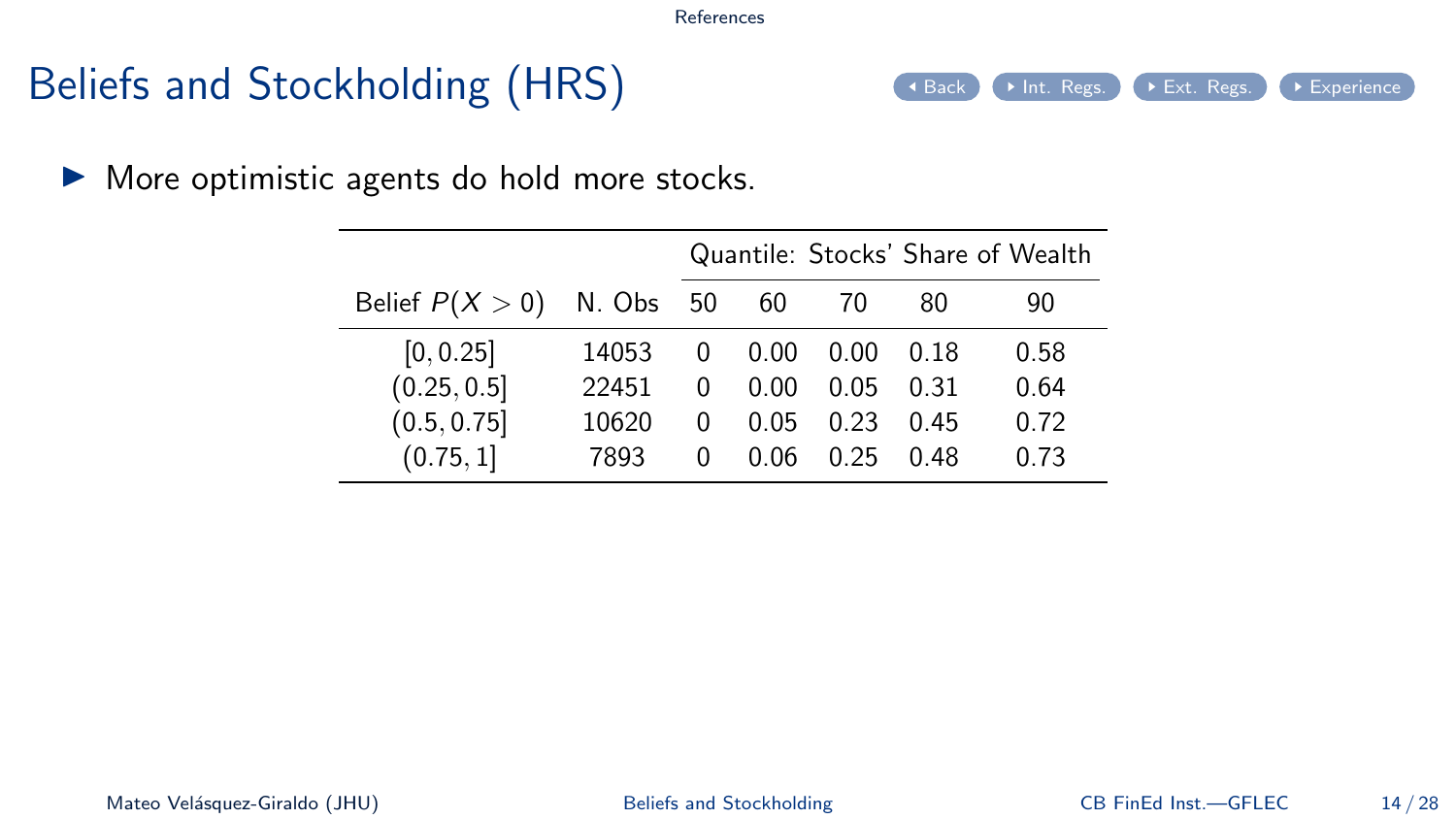# Beliefs and Stockholding (HRS)

- More optimistic agents do hold more stocks.

| Belief $P(X > 0)$ | N. Obs | Quantile: Stocks' Share of Wealth | | | | |
|---|---|---|---|---|---|---|
| | | 50 | 60 | 70 | 80 | 90 |
| $[0, 0.25]$ | 14053 | 0 | 0.00 | 0.00 | 0.18 | 0.58 |
| $(0.25, 0.5]$ | 22451 | 0 | 0.00 | 0.05 | 0.31 | 0.64 |
| $(0.5, 0.75]$ | 10620 | 0 | 0.05 | 0.23 | 0.45 | 0.72 |
| $(0.75, 1]$ | 7893 | 0 | 0.06 | 0.25 | 0.48 | 0.73 |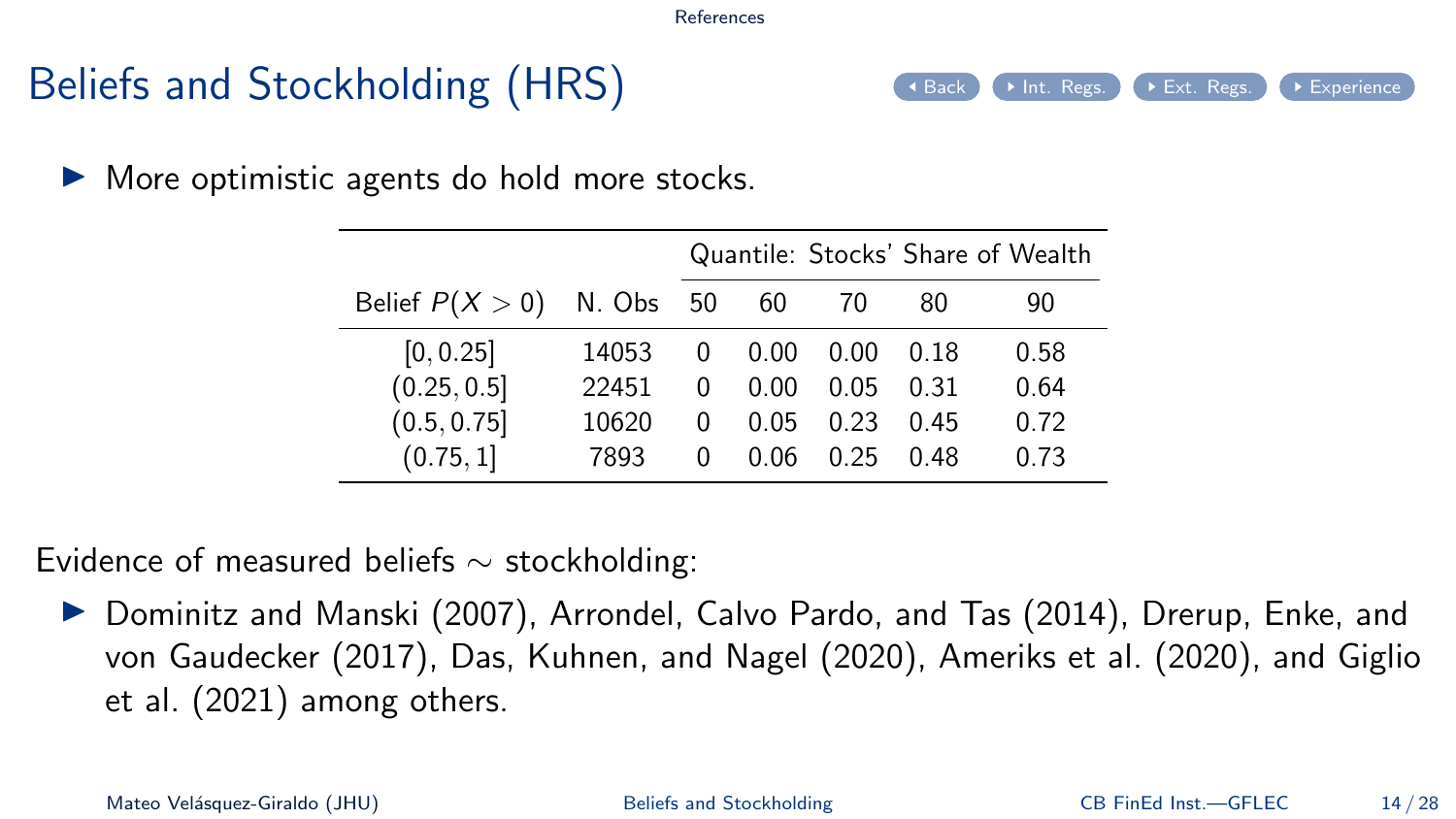# Beliefs and Stockholding (HRS)

- More optimistic agents do hold more stocks.

| Belief $P(X > 0)$ | N. Obs | Quantile: Stocks' Share of Wealth | | | | |
|---|---|---|---|---|---|---|
| | | 50 | 60 | 70 | 80 | 90 |
| $[0, 0.25]$ | 14053 | 0 | 0.00 | 0.00 | 0.18 | 0.58 |
| $(0.25, 0.5]$ | 22451 | 0 | 0.00 | 0.05 | 0.31 | 0.64 |
| $(0.5, 0.75]$ | 10620 | 0 | 0.05 | 0.23 | 0.45 | 0.72 |
| $(0.75, 1]$ | 7893 | 0 | 0.06 | 0.25 | 0.48 | 0.73 |

Evidence of measured beliefs $\sim$ stockholding:

- Dominitz and Manski (2007), Arrondel, Calvo Pardo, and Tas (2014), Drerup, Enke, and von Gaudecker (2017), Das, Kuhnen, and Nagel (2020), Ameriks et al. (2020), and Giglio et al. (2021) among others.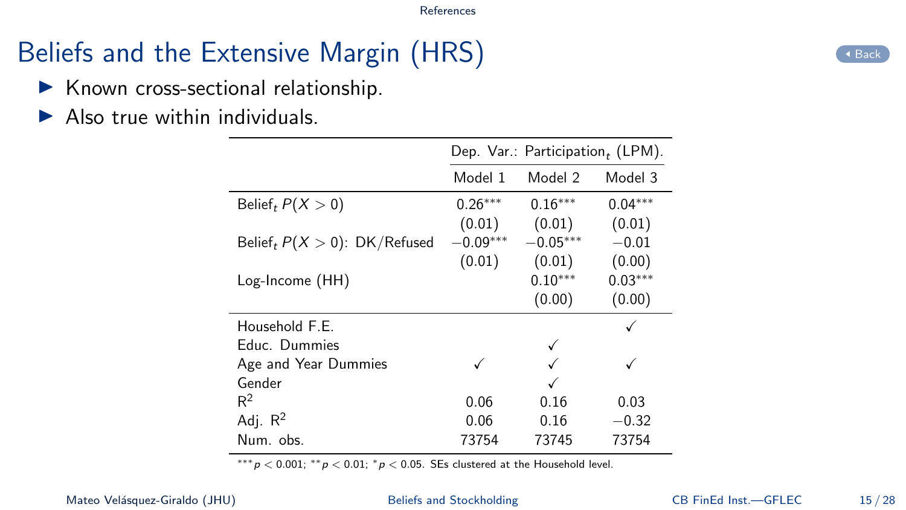# Beliefs and the Extensive Margin (HRS)

- Known cross-sectional relationship.
- Also true within individuals.

| | Dep. Var.: Participation$_t$ (LPM). | | |
|---|---|---|---|
| | Model 1 | Model 2 | Model 3 |
| Belief$_t$ $P(X > 0)$ | 0.26*** | 0.16*** | 0.04*** |
| | (0.01) | (0.01) | (0.01) |
| Belief$_t$ $P(X > 0)$: DK/Refused | −0.09*** | −0.05*** | −0.01 |
| | (0.01) | (0.01) | (0.00) |
| Log-Income (HH) | | 0.10*** | 0.03*** |
| | | (0.00) | (0.00) |
| Household F.E. | | | ✓ |
| Educ. Dummies | | ✓ | |
| Age and Year Dummies | ✓ | ✓ | ✓ |
| Gender | | ✓ | |
| $R^2$ | 0.06 | 0.16 | 0.03 |
| Adj. $R^2$ | 0.06 | 0.16 | −0.32 |
| Num. obs. | 73754 | 73745 | 73754 |

***$p < 0.001$; **$p < 0.01$; *$p < 0.05$. SEs clustered at the Household level.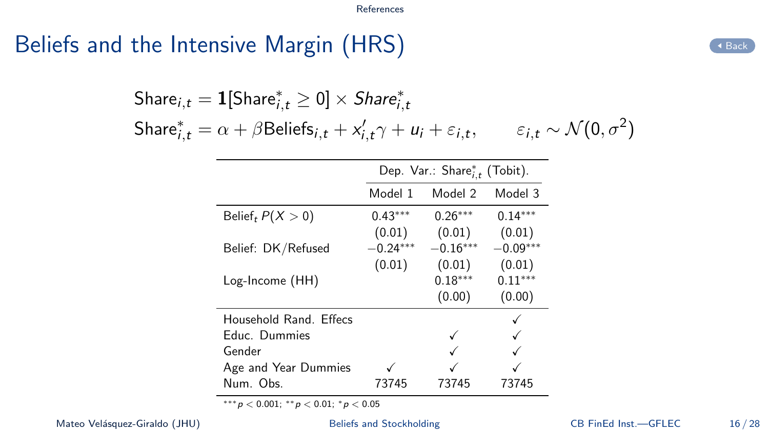# Beliefs and the Intensive Margin (HRS)

$$\text{Share}_{i,t} = \mathbf{1}[\text{Share}^*_{i,t} \geq 0] \times \mathit{Share}^*_{i,t}$$

$$\text{Share}^*_{i,t} = \alpha + \beta \text{Beliefs}_{i,t} + x'_{i,t}\gamma + u_i + \varepsilon_{i,t}, \qquad \varepsilon_{i,t} \sim \mathcal{N}(0, \sigma^2)$$

| | Dep. Var.: $\text{Share}^*_{i,t}$ (Tobit). | | |
|---|---|---|---|
| | Model 1 | Model 2 | Model 3 |
| Belief$_t$ $P(X > 0)$ | $0.43^{***}$ | $0.26^{***}$ | $0.14^{***}$ |
| | (0.01) | (0.01) | (0.01) |
| Belief: DK/Refused | $-0.24^{***}$ | $-0.16^{***}$ | $-0.09^{***}$ |
| | (0.01) | (0.01) | (0.01) |
| Log-Income (HH) | | $0.18^{***}$ | $0.11^{***}$ |
| | | (0.00) | (0.00) |
| Household Rand. Effecs | | | ✓ |
| Educ. Dummies | | ✓ | ✓ |
| Gender | | ✓ | ✓ |
| Age and Year Dummies | ✓ | ✓ | ✓ |
| Num. Obs. | 73745 | 73745 | 73745 |

$^{***}p < 0.001$; $^{**}p < 0.01$; $^{*}p < 0.05$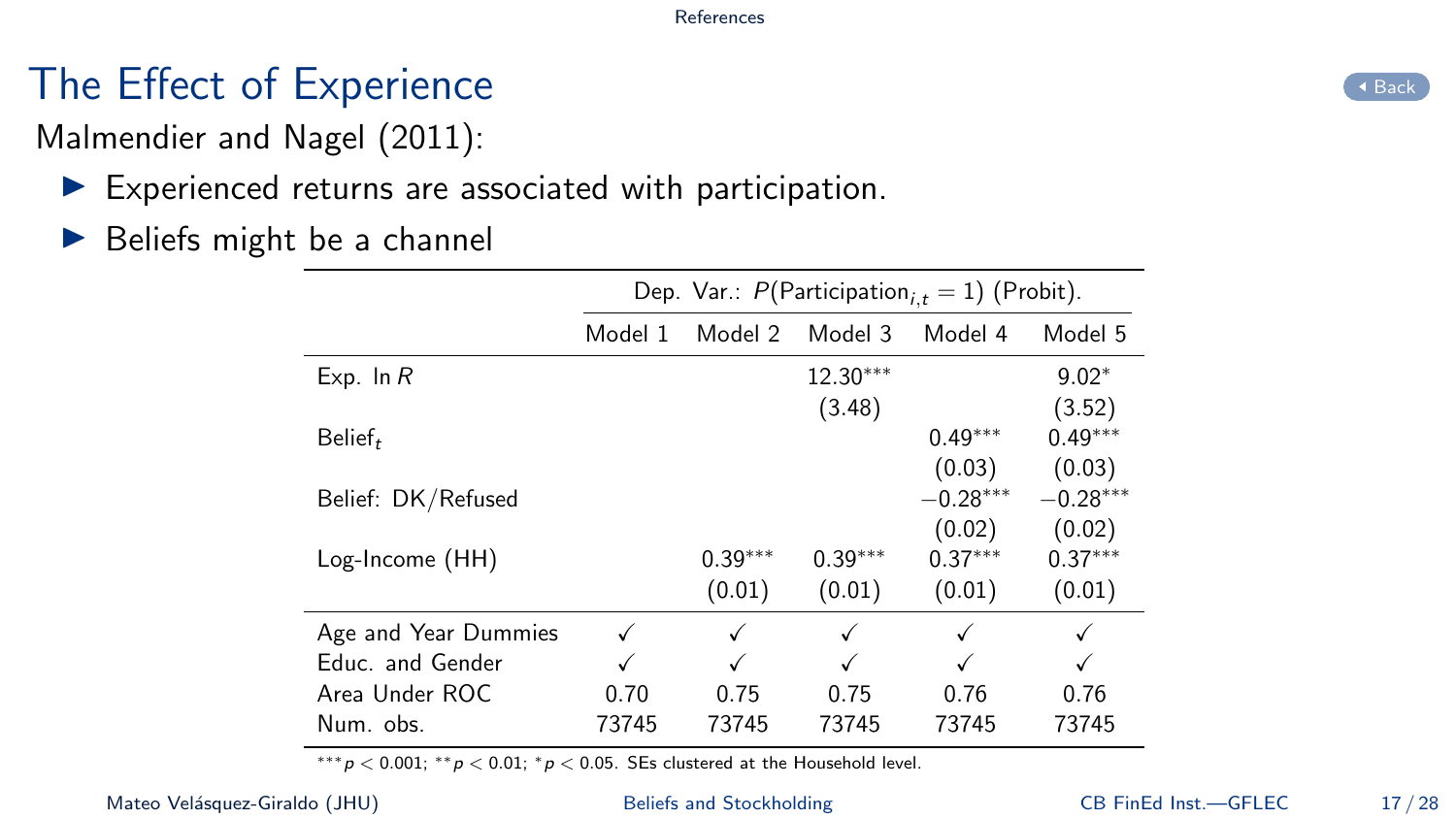# The Effect of Experience

Malmendier and Nagel (2011):

- Experienced returns are associated with participation.
- Beliefs might be a channel

| | Dep. Var.: $P(\text{Participation}_{i,t} = 1)$ (Probit). | | | | |
|---|---|---|---|---|---|
| | Model 1 | Model 2 | Model 3 | Model 4 | Model 5 |
| Exp. $\ln R$ | | | $12.30^{***}$ | | $9.02^{*}$ |
| | | | (3.48) | | (3.52) |
| $\text{Belief}_t$ | | | | $0.49^{***}$ | $0.49^{***}$ |
| | | | | (0.03) | (0.03) |
| Belief: DK/Refused | | | | $-0.28^{***}$ | $-0.28^{***}$ |
| | | | | (0.02) | (0.02) |
| Log-Income (HH) | | $0.39^{***}$ | $0.39^{***}$ | $0.37^{***}$ | $0.37^{***}$ |
| | | (0.01) | (0.01) | (0.01) | (0.01) |
| Age and Year Dummies | ✓ | ✓ | ✓ | ✓ | ✓ |
| Educ. and Gender | ✓ | ✓ | ✓ | ✓ | ✓ |
| Area Under ROC | 0.70 | 0.75 | 0.75 | 0.76 | 0.76 |
| Num. obs. | 73745 | 73745 | 73745 | 73745 | 73745 |

$^{***}p < 0.001$; $^{**}p < 0.01$; $^{*}p < 0.05$. SEs clustered at the Household level.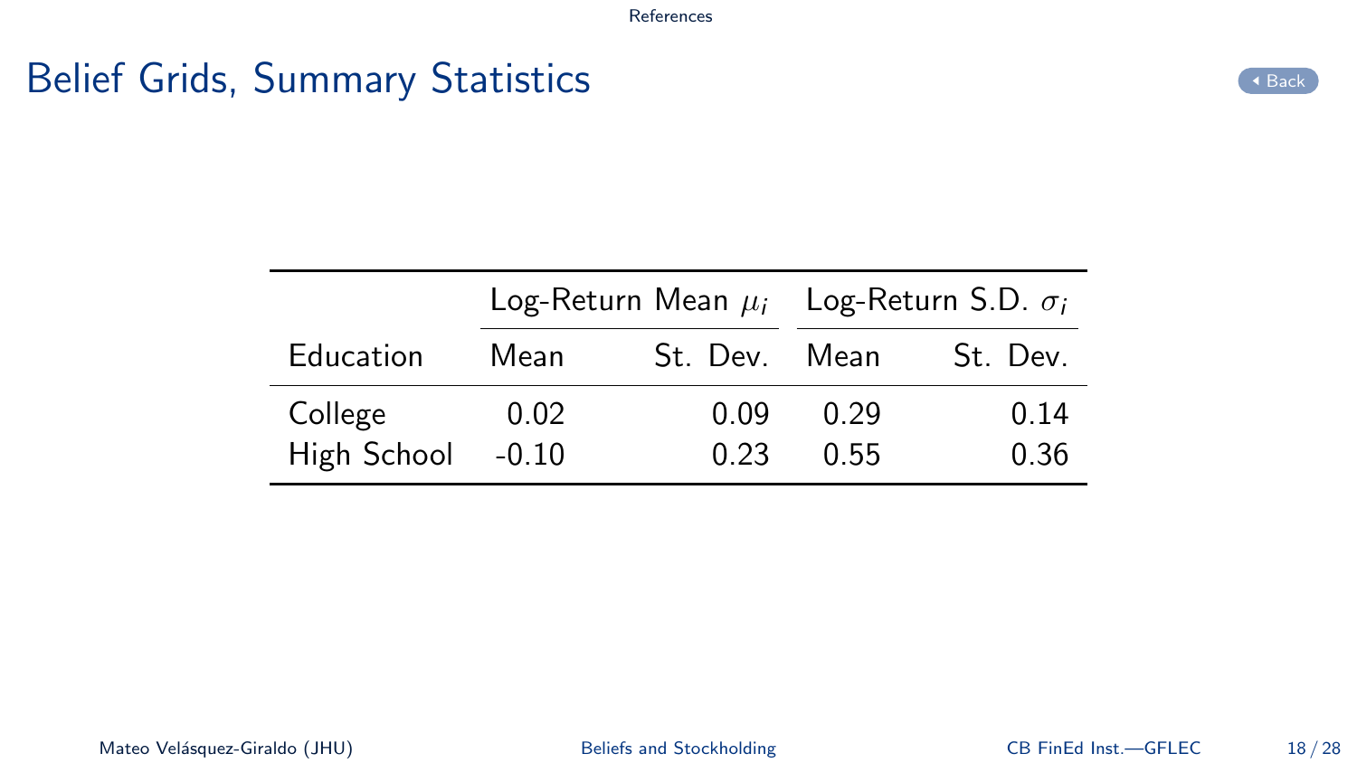# Belief Grids, Summary Statistics

| | Log-Return Mean $\mu_i$ | | Log-Return S.D. $\sigma_i$ | |
|---|---|---|---|---|
| Education | Mean | St. Dev. | Mean | St. Dev. |
| College | 0.02 | 0.09 | 0.29 | 0.14 |
| High School | -0.10 | 0.23 | 0.55 | 0.36 |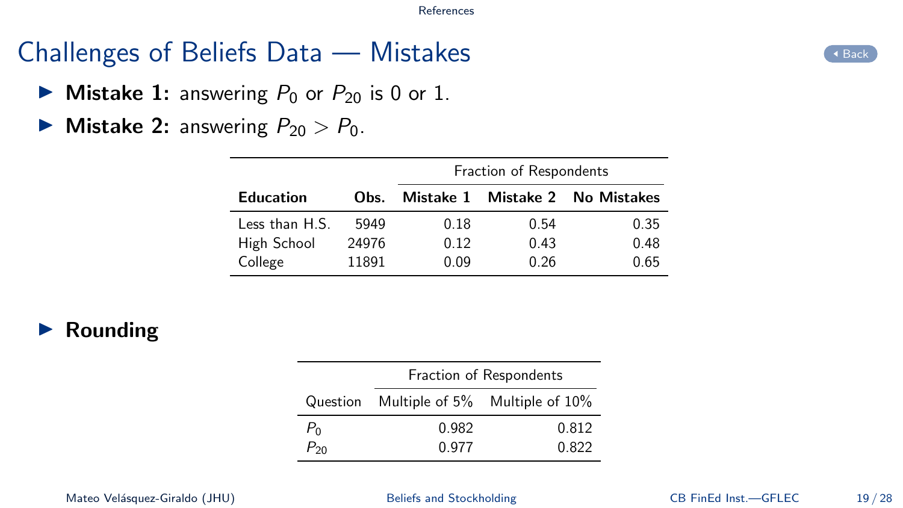## Challenges of Beliefs Data — Mistakes

- **Mistake 1:** answering $P_0$ or $P_{20}$ is 0 or 1.
- **Mistake 2:** answering $P_{20} > P_0$.

| | | Fraction of Respondents | | |
|---|---|---|---|---|
| **Education** | **Obs.** | **Mistake 1** | **Mistake 2** | **No Mistakes** |
| Less than H.S. | 5949 | 0.18 | 0.54 | 0.35 |
| High School | 24976 | 0.12 | 0.43 | 0.48 |
| College | 11891 | 0.09 | 0.26 | 0.65 |

- **Rounding**

| | Fraction of Respondents | |
|---|---|---|
| Question | Multiple of 5% | Multiple of 10% |
| $P_0$ | 0.982 | 0.812 |
| $P_{20}$ | 0.977 | 0.822 |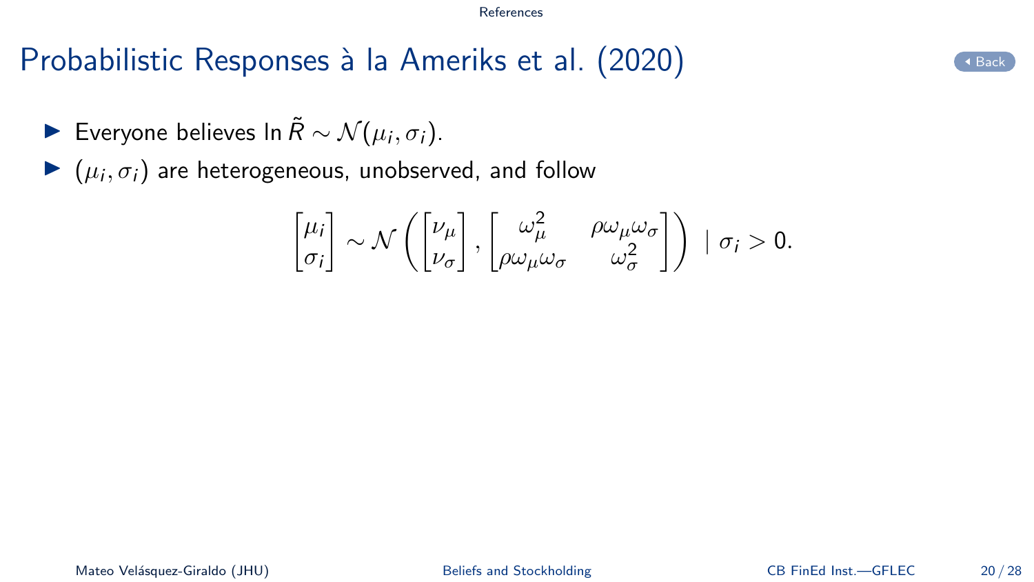# Probabilistic Responses à la Ameriks et al. (2020)

- Everyone believes $\ln \tilde{R} \sim \mathcal{N}(\mu_i, \sigma_i)$.
- $(\mu_i, \sigma_i)$ are heterogeneous, unobserved, and follow

$$
\begin{bmatrix} \mu_i \\ \sigma_i \end{bmatrix} \sim \mathcal{N}\left( \begin{bmatrix} \nu_\mu \\ \nu_\sigma \end{bmatrix}, \begin{bmatrix} \omega_\mu^2 & \rho\omega_\mu\omega_\sigma \\ \rho\omega_\mu\omega_\sigma & \omega_\sigma^2 \end{bmatrix} \right) \mid \sigma_i > 0.
$$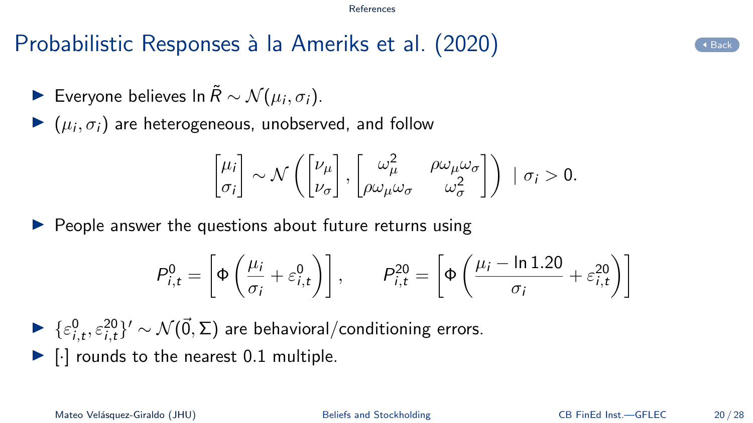# Probabilistic Responses à la Ameriks et al. (2020)

- Everyone believes $\ln \tilde{R} \sim \mathcal{N}(\mu_i, \sigma_i)$.
- $(\mu_i, \sigma_i)$ are heterogeneous, unobserved, and follow

$$\begin{bmatrix} \mu_i \\ \sigma_i \end{bmatrix} \sim \mathcal{N}\left( \begin{bmatrix} \nu_\mu \\ \nu_\sigma \end{bmatrix}, \begin{bmatrix} \omega_\mu^2 & \rho\omega_\mu\omega_\sigma \\ \rho\omega_\mu\omega_\sigma & \omega_\sigma^2 \end{bmatrix} \right) \mid \sigma_i > 0.$$

- People answer the questions about future returns using

$$P_{i,t}^0 = \left[ \Phi\left( \frac{\mu_i}{\sigma_i} + \varepsilon_{i,t}^0 \right) \right], \qquad P_{i,t}^{20} = \left[ \Phi\left( \frac{\mu_i - \ln 1.20}{\sigma_i} + \varepsilon_{i,t}^{20} \right) \right]$$

- $\{\varepsilon_{i,t}^0, \varepsilon_{i,t}^{20}\}' \sim \mathcal{N}(\vec{0}, \Sigma)$ are behavioral/conditioning errors.
- $[\cdot]$ rounds to the nearest 0.1 multiple.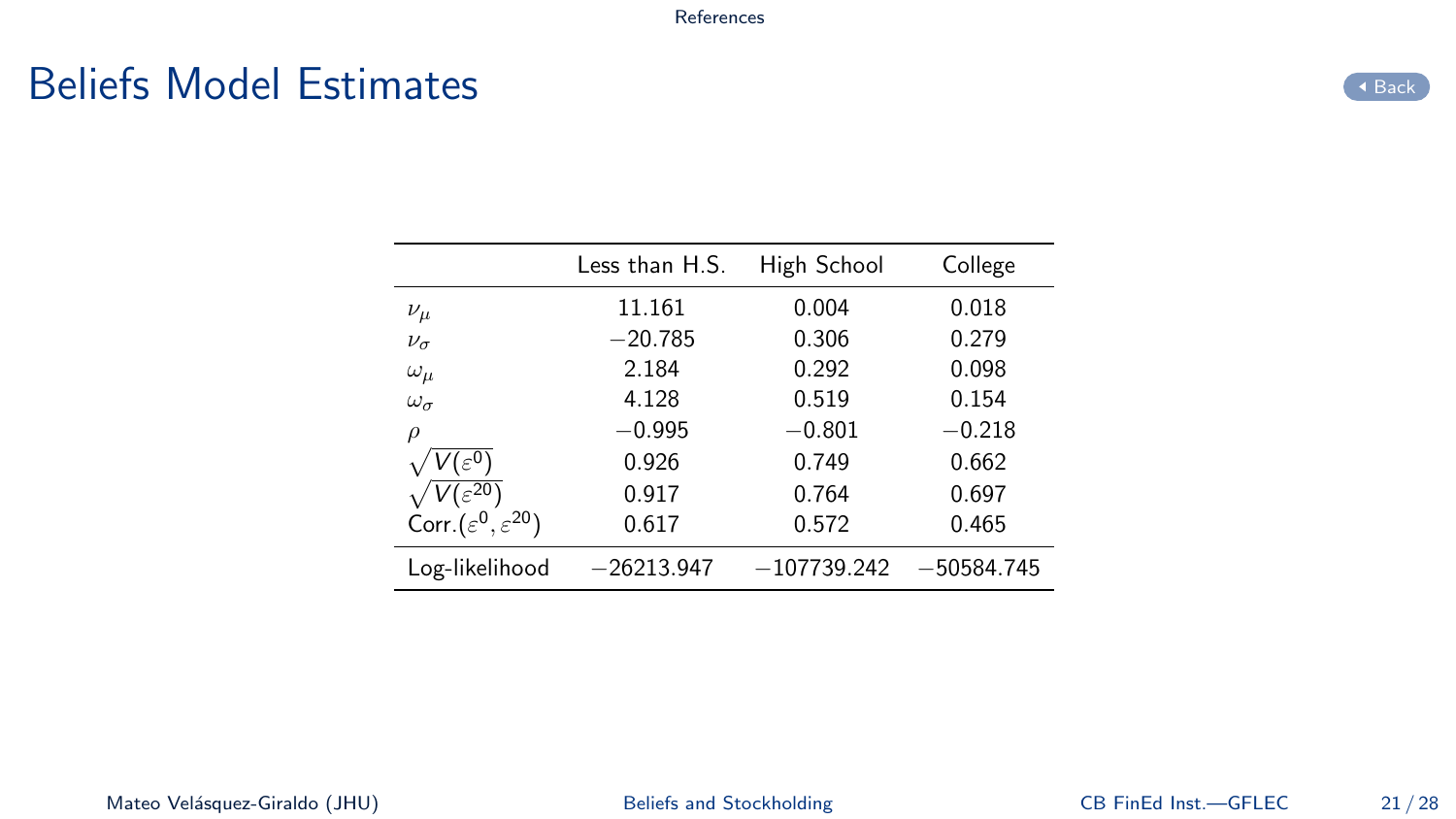# Beliefs Model Estimates

| | Less than H.S. | High School | College |
|---|---|---|---|
| $\nu_\mu$ | 11.161 | 0.004 | 0.018 |
| $\nu_\sigma$ | $-20.785$ | 0.306 | 0.279 |
| $\omega_\mu$ | 2.184 | 0.292 | 0.098 |
| $\omega_\sigma$ | 4.128 | 0.519 | 0.154 |
| $\rho$ | $-0.995$ | $-0.801$ | $-0.218$ |
| $\sqrt{V(\varepsilon^0)}$ | 0.926 | 0.749 | 0.662 |
| $\sqrt{V(\varepsilon^{20})}$ | 0.917 | 0.764 | 0.697 |
| Corr.$(\varepsilon^0, \varepsilon^{20})$ | 0.617 | 0.572 | 0.465 |
| Log-likelihood | $-26213.947$ | $-107739.242$ | $-50584.745$ |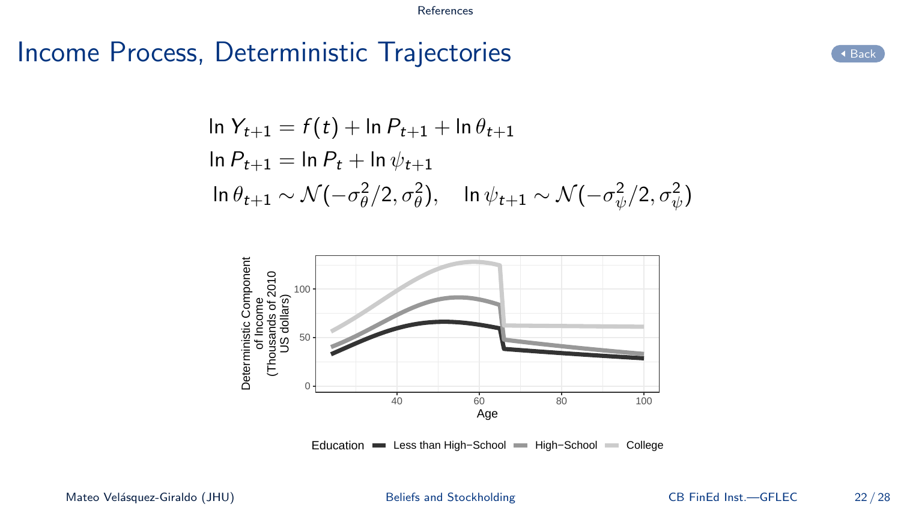# Income Process, Deterministic Trajectories

$$
\begin{aligned}
\ln Y_{t+1} &= f(t) + \ln P_{t+1} + \ln \theta_{t+1} \\
\ln P_{t+1} &= \ln P_t + \ln \psi_{t+1} \\
\ln \theta_{t+1} &\sim \mathcal{N}(-\sigma_\theta^2/2, \sigma_\theta^2), \quad \ln \psi_{t+1} \sim \mathcal{N}(-\sigma_\psi^2/2, \sigma_\psi^2)
\end{aligned}
$$

Deterministic Component of Income (Thousands of 2010 US dollars)

Age

Education: Less than High−School, High−School, College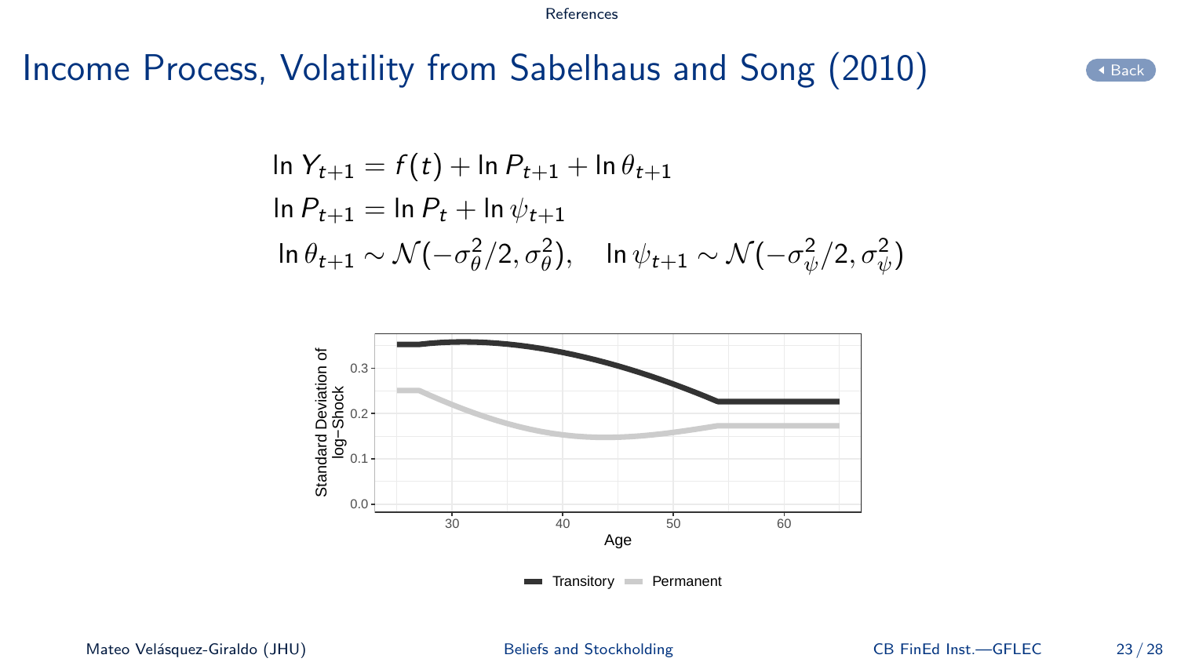# Income Process, Volatility from Sabelhaus and Song (2010)

$$
\begin{aligned}
\ln Y_{t+1} &= f(t) + \ln P_{t+1} + \ln \theta_{t+1} \\
\ln P_{t+1} &= \ln P_t + \ln \psi_{t+1} \\
\ln \theta_{t+1} &\sim \mathcal{N}(-\sigma_\theta^2/2, \sigma_\theta^2), \quad \ln \psi_{t+1} \sim \mathcal{N}(-\sigma_\psi^2/2, \sigma_\psi^2)
\end{aligned}
$$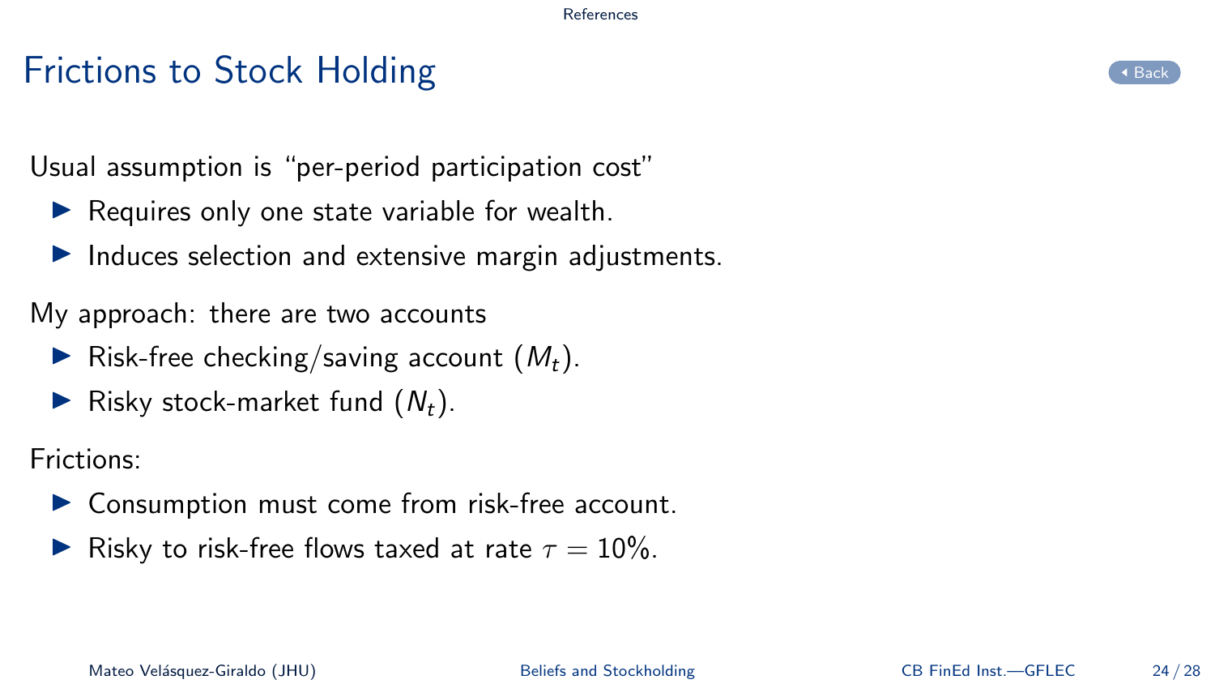# Frictions to Stock Holding

Usual assumption is "per-period participation cost"

- Requires only one state variable for wealth.
- Induces selection and extensive margin adjustments.

My approach: there are two accounts

- Risk-free checking/saving account ($M_t$).
- Risky stock-market fund ($N_t$).

Frictions:

- Consumption must come from risk-free account.
- Risky to risk-free flows taxed at rate $\tau = 10\%$.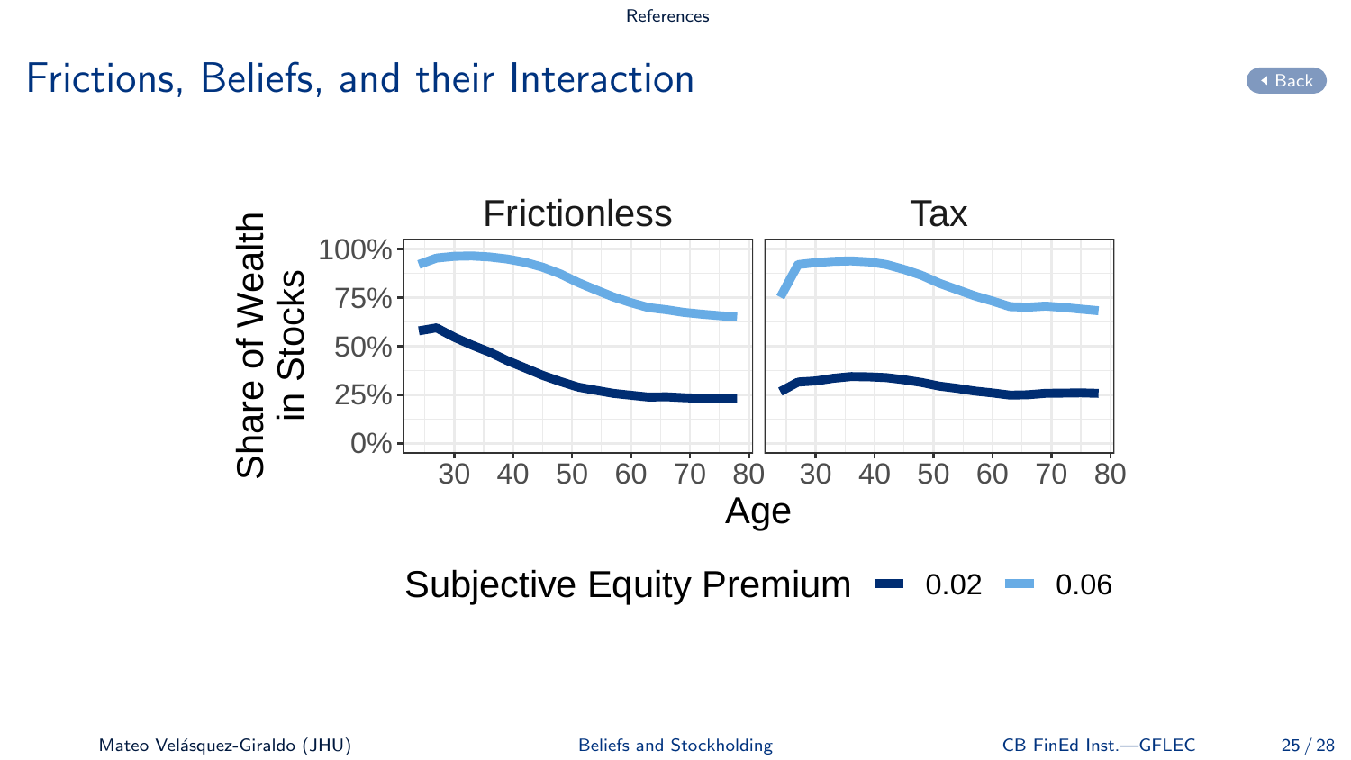# Frictions, Beliefs, and their Interaction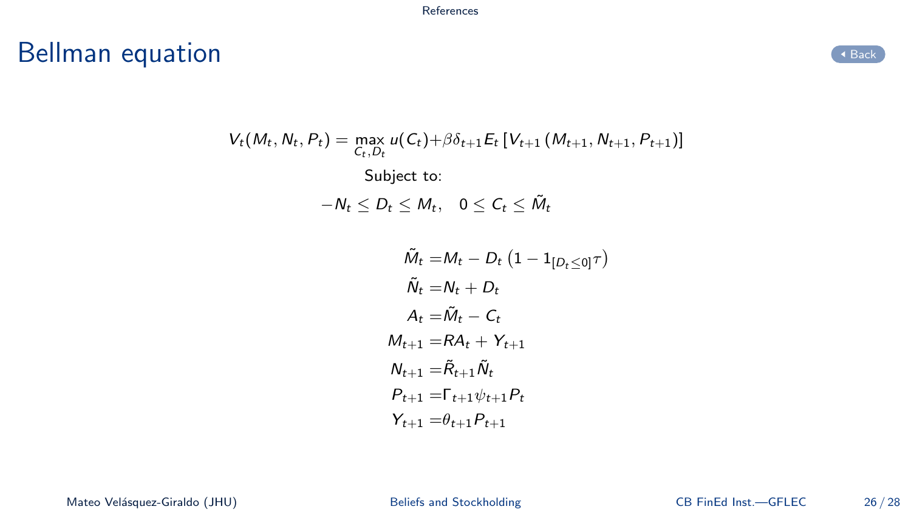# Bellman equation

$$V_t(M_t, N_t, P_t) = \max_{C_t, D_t} u(C_t) + \beta \delta_{t+1} E_t \left[ V_{t+1}\left(M_{t+1}, N_{t+1}, P_{t+1}\right)\right]$$

Subject to:

$$-N_t \leq D_t \leq M_t, \quad 0 \leq C_t \leq \tilde{M}_t$$

$$
\begin{aligned}
\tilde{M}_t &= M_t - D_t \left(1 - 1_{[D_t \leq 0]} \tau\right) \\
\tilde{N}_t &= N_t + D_t \\
A_t &= \tilde{M}_t - C_t \\
M_{t+1} &= R A_t + Y_{t+1} \\
N_{t+1} &= \tilde{R}_{t+1} \tilde{N}_t \\
P_{t+1} &= \Gamma_{t+1} \psi_{t+1} P_t \\
Y_{t+1} &= \theta_{t+1} P_{t+1}
\end{aligned}
$$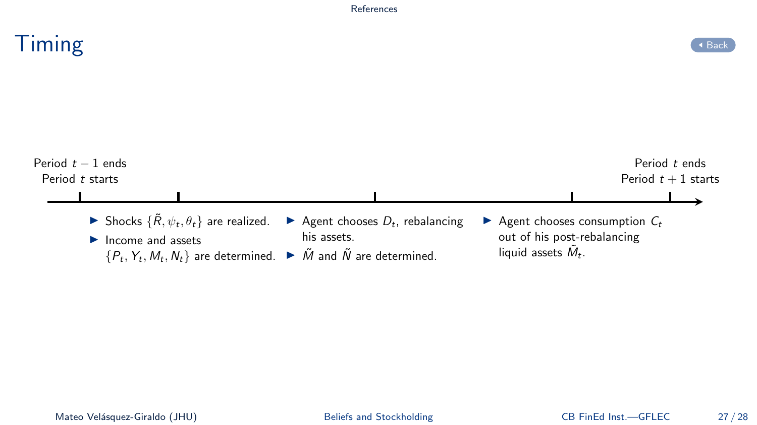# Timing

Period $t-1$ ends
Period $t$ starts

Period $t$ ends
Period $t+1$ starts

- Shocks $\{\tilde{R}, \psi_t, \theta_t\}$ are realized.
- Income and assets $\{P_t, Y_t, M_t, N_t\}$ are determined.

- Agent chooses $D_t$, rebalancing his assets.
- $\tilde{M}$ and $\tilde{N}$ are determined.

- Agent chooses consumption $C_t$ out of his post-rebalancing liquid assets $\tilde{M}_t$.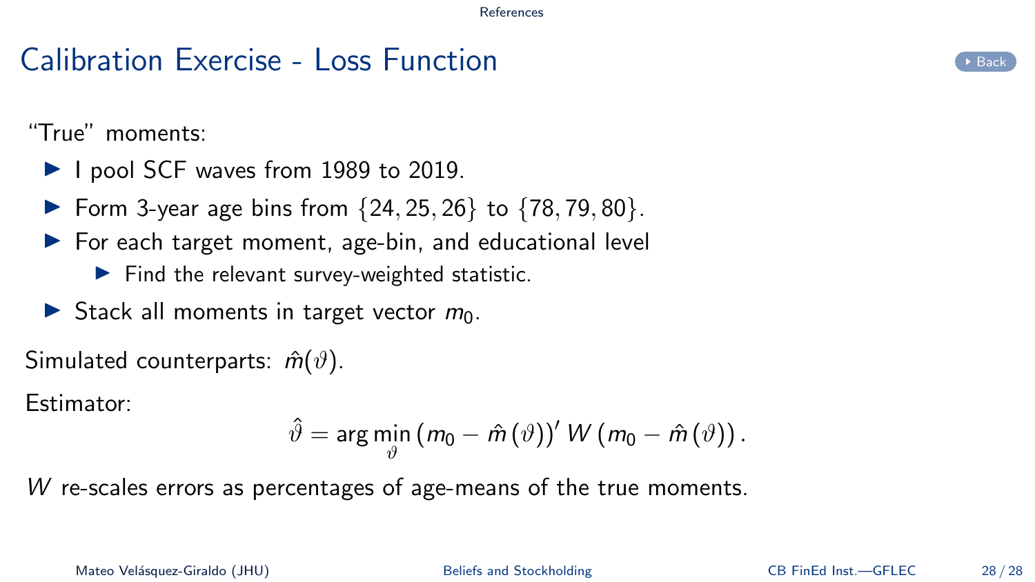## Calibration Exercise - Loss Function

"True" moments:

- I pool SCF waves from 1989 to 2019.
- Form 3-year age bins from $\{24, 25, 26\}$ to $\{78, 79, 80\}$.
- For each target moment, age-bin, and educational level
  - Find the relevant survey-weighted statistic.
- Stack all moments in target vector $m_0$.

Simulated counterparts: $\hat{m}(\vartheta)$.

Estimator:

$$\hat{\vartheta} = \arg\min_{\vartheta} \left(m_0 - \hat{m}\left(\vartheta\right)\right)' W \left(m_0 - \hat{m}\left(\vartheta\right)\right).$$

$W$ re-scales errors as percentages of age-means of the true moments.